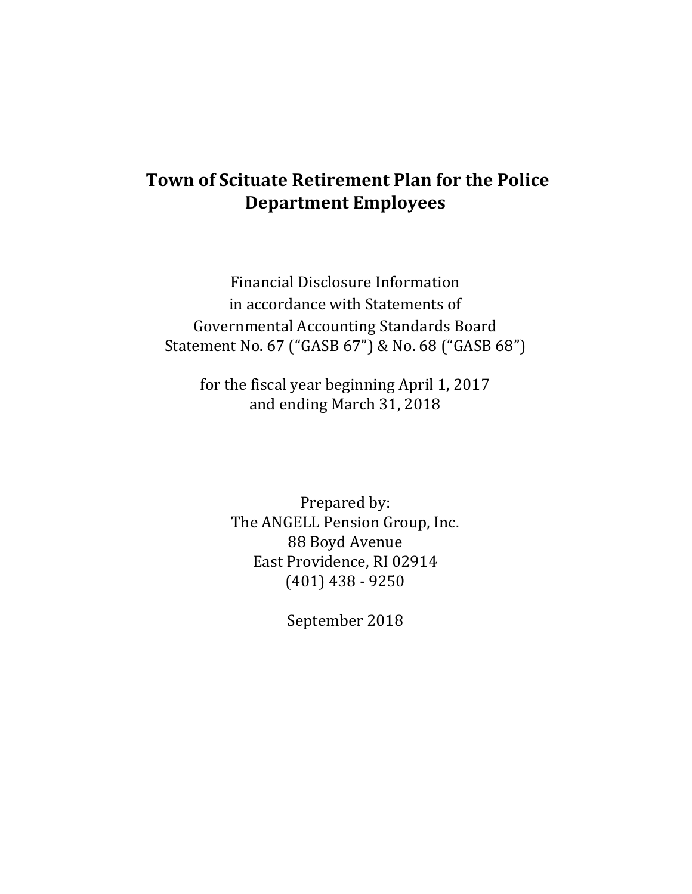# Town of Scituate Retirement Plan for the Police Department Employees

Financial Disclosure Information
in accordance with Statements of
Governmental Accounting Standards Board
Statement No. 67 ("GASB 67") & No. 68 ("GASB 68")

for the fiscal year beginning April 1, 2017
and ending March 31, 2018

Prepared by:
The ANGELL Pension Group, Inc.
88 Boyd Avenue
East Providence, RI 02914
(401) 438 - 9250

September 2018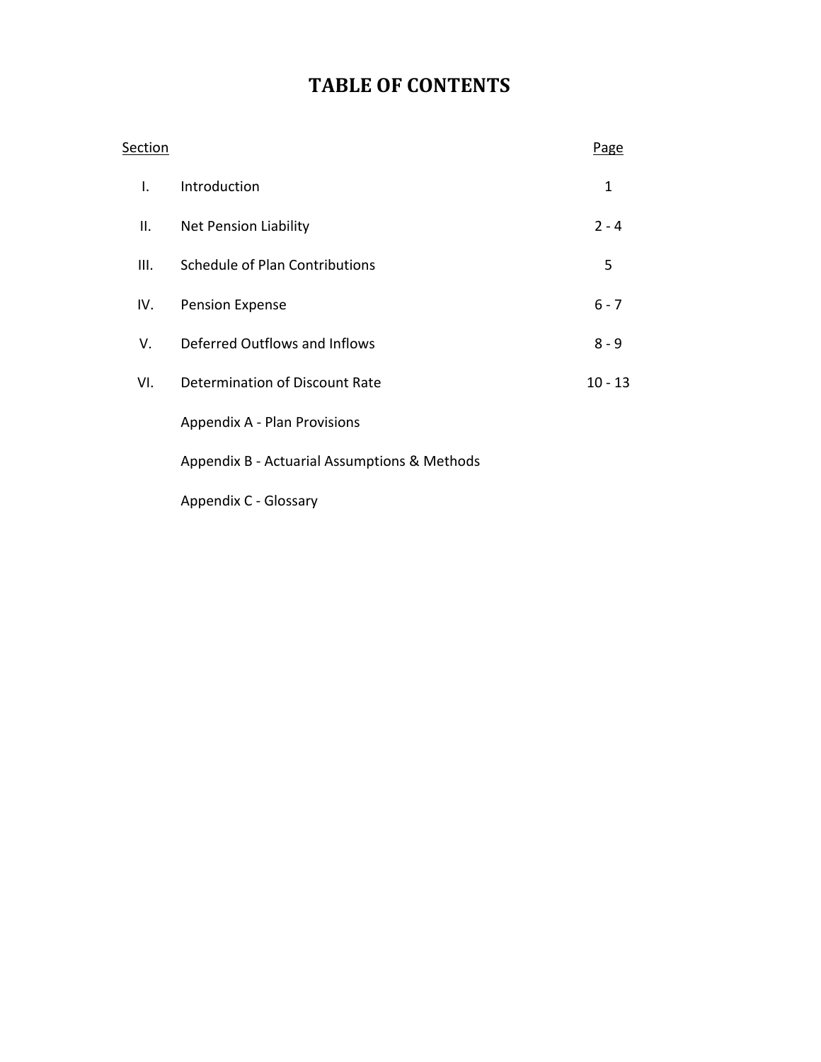# TABLE OF CONTENTS

| Section | | Page |
| --- | --- | --- |
| I. | Introduction | 1 |
| II. | Net Pension Liability | 2 - 4 |
| III. | Schedule of Plan Contributions | 5 |
| IV. | Pension Expense | 6 - 7 |
| V. | Deferred Outflows and Inflows | 8 - 9 |
| VI. | Determination of Discount Rate | 10 - 13 |
| | Appendix A - Plan Provisions | |
| | Appendix B - Actuarial Assumptions & Methods | |
| | Appendix C - Glossary | |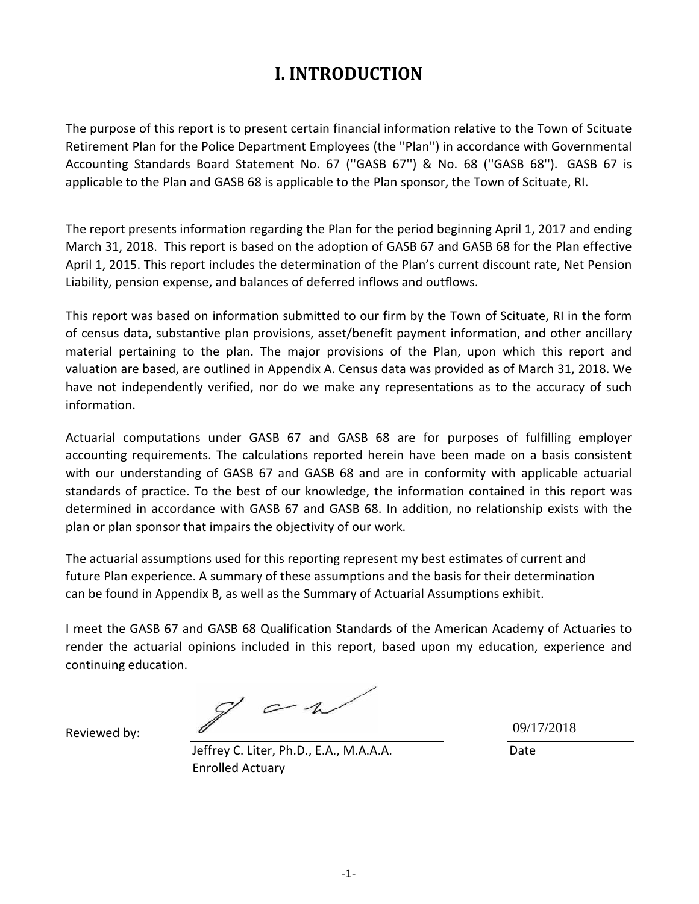# I. INTRODUCTION

The purpose of this report is to present certain financial information relative to the Town of Scituate Retirement Plan for the Police Department Employees (the ''Plan'') in accordance with Governmental Accounting Standards Board Statement No. 67 (''GASB 67'') & No. 68 (''GASB 68''). GASB 67 is applicable to the Plan and GASB 68 is applicable to the Plan sponsor, the Town of Scituate, RI.

The report presents information regarding the Plan for the period beginning April 1, 2017 and ending March 31, 2018. This report is based on the adoption of GASB 67 and GASB 68 for the Plan effective April 1, 2015. This report includes the determination of the Plan's current discount rate, Net Pension Liability, pension expense, and balances of deferred inflows and outflows.

This report was based on information submitted to our firm by the Town of Scituate, RI in the form of census data, substantive plan provisions, asset/benefit payment information, and other ancillary material pertaining to the plan. The major provisions of the Plan, upon which this report and valuation are based, are outlined in Appendix A. Census data was provided as of March 31, 2018. We have not independently verified, nor do we make any representations as to the accuracy of such information.

Actuarial computations under GASB 67 and GASB 68 are for purposes of fulfilling employer accounting requirements. The calculations reported herein have been made on a basis consistent with our understanding of GASB 67 and GASB 68 and are in conformity with applicable actuarial standards of practice. To the best of our knowledge, the information contained in this report was determined in accordance with GASB 67 and GASB 68. In addition, no relationship exists with the plan or plan sponsor that impairs the objectivity of our work.

The actuarial assumptions used for this reporting represent my best estimates of current and future Plan experience. A summary of these assumptions and the basis for their determination can be found in Appendix B, as well as the Summary of Actuarial Assumptions exhibit.

I meet the GASB 67 and GASB 68 Qualification Standards of the American Academy of Actuaries to render the actuarial opinions included in this report, based upon my education, experience and continuing education.

Reviewed by:

Jeffrey C. Liter, Ph.D., E.A., M.A.A.A.
Enrolled Actuary

09/17/2018
Date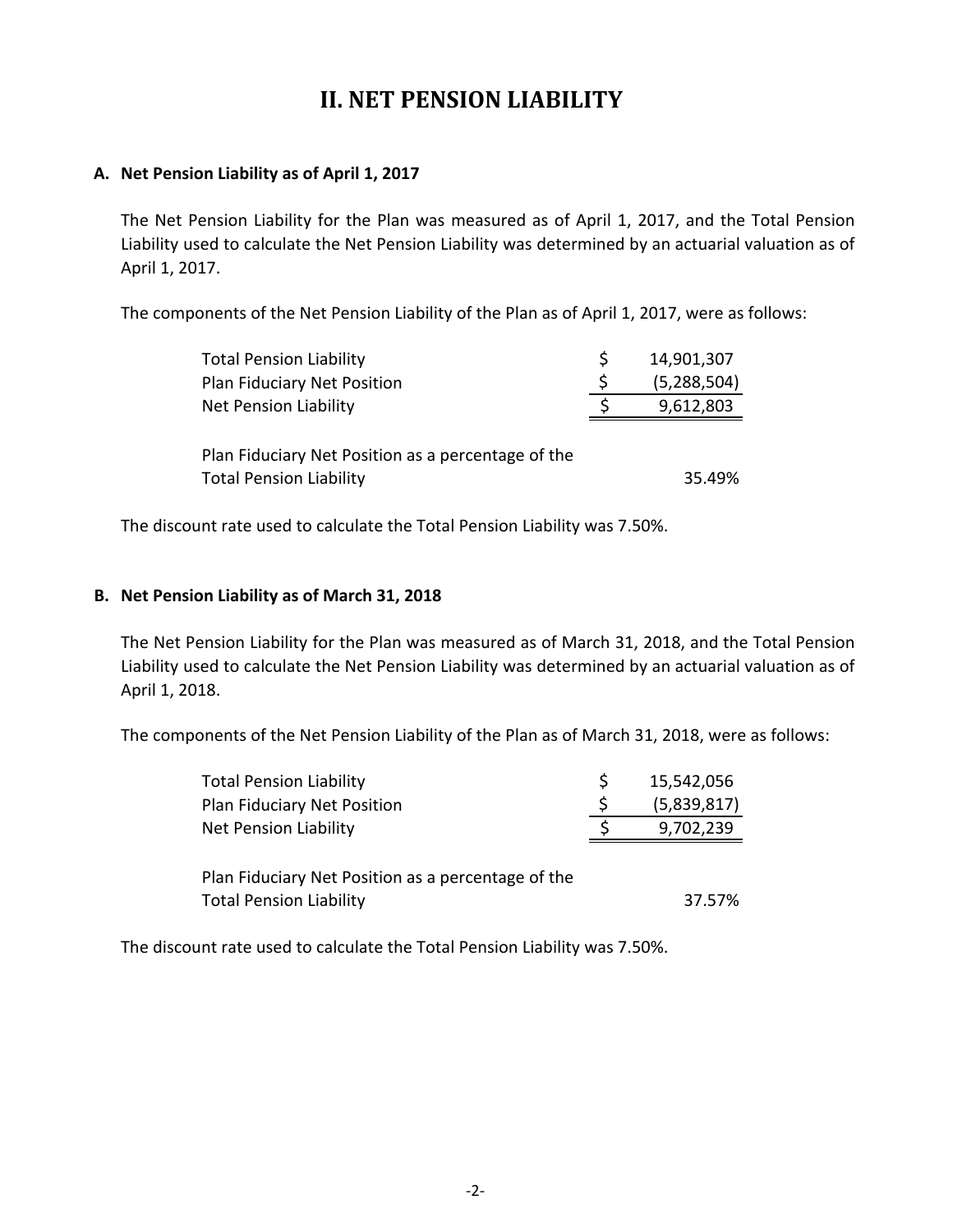# II. NET PENSION LIABILITY

### A. Net Pension Liability as of April 1, 2017

The Net Pension Liability for the Plan was measured as of April 1, 2017, and the Total Pension Liability used to calculate the Net Pension Liability was determined by an actuarial valuation as of April 1, 2017.

The components of the Net Pension Liability of the Plan as of April 1, 2017, were as follows:

| | | |
|---|---|---|
| Total Pension Liability | $ | 14,901,307 |
| Plan Fiduciary Net Position | $ | (5,288,504) |
| Net Pension Liability | $ | 9,612,803 |
| | | |
| Plan Fiduciary Net Position as a percentage of the Total Pension Liability | | 35.49% |

The discount rate used to calculate the Total Pension Liability was 7.50%.

### B. Net Pension Liability as of March 31, 2018

The Net Pension Liability for the Plan was measured as of March 31, 2018, and the Total Pension Liability used to calculate the Net Pension Liability was determined by an actuarial valuation as of April 1, 2018.

The components of the Net Pension Liability of the Plan as of March 31, 2018, were as follows:

| | | |
|---|---|---|
| Total Pension Liability | $ | 15,542,056 |
| Plan Fiduciary Net Position | $ | (5,839,817) |
| Net Pension Liability | $ | 9,702,239 |
| | | |
| Plan Fiduciary Net Position as a percentage of the Total Pension Liability | | 37.57% |

The discount rate used to calculate the Total Pension Liability was 7.50%.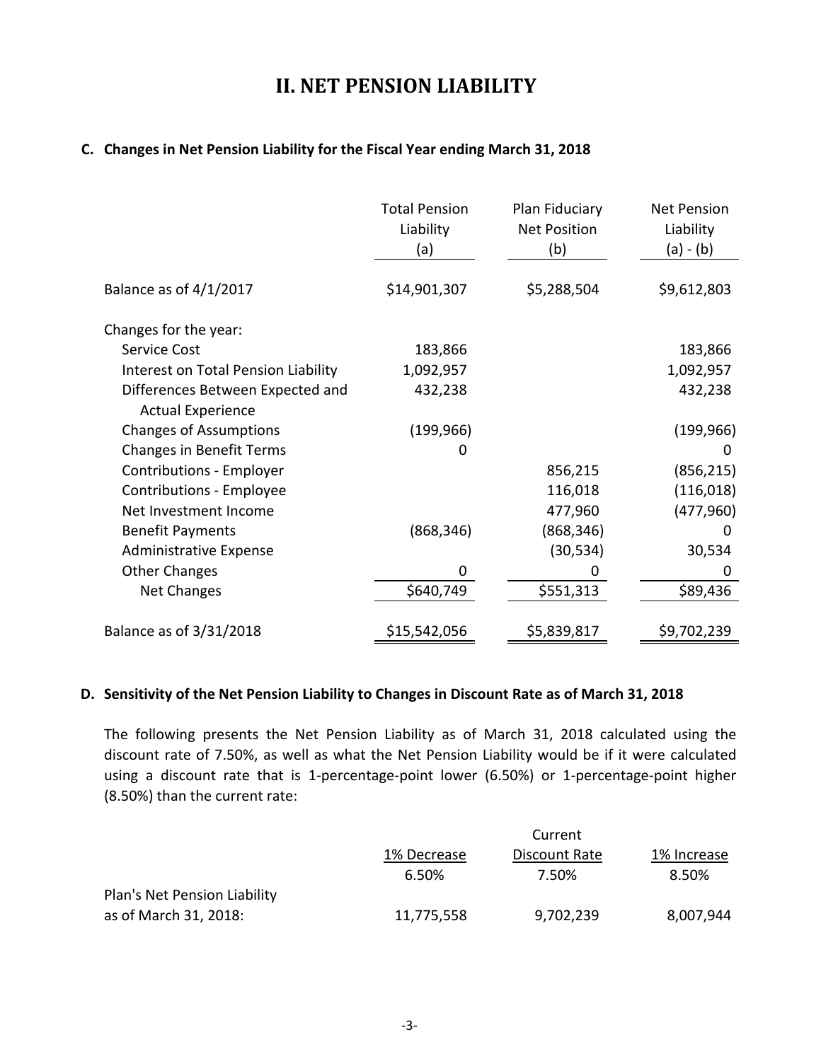# II. NET PENSION LIABILITY

### C. Changes in Net Pension Liability for the Fiscal Year ending March 31, 2018

| | Total Pension Liability (a) | Plan Fiduciary Net Position (b) | Net Pension Liability (a) - (b) |
|---|---|---|---|
| Balance as of 4/1/2017 | $14,901,307 | $5,288,504 | $9,612,803 |
| Changes for the year: | | | |
| Service Cost | 183,866 | | 183,866 |
| Interest on Total Pension Liability | 1,092,957 | | 1,092,957 |
| Differences Between Expected and Actual Experience | 432,238 | | 432,238 |
| Changes of Assumptions | (199,966) | | (199,966) |
| Changes in Benefit Terms | 0 | | 0 |
| Contributions - Employer | | 856,215 | (856,215) |
| Contributions - Employee | | 116,018 | (116,018) |
| Net Investment Income | | 477,960 | (477,960) |
| Benefit Payments | (868,346) | (868,346) | 0 |
| Administrative Expense | | (30,534) | 30,534 |
| Other Changes | 0 | 0 | 0 |
| Net Changes | $640,749 | $551,313 | $89,436 |
| Balance as of 3/31/2018 | $15,542,056 | $5,839,817 | $9,702,239 |

### D. Sensitivity of the Net Pension Liability to Changes in Discount Rate as of March 31, 2018

The following presents the Net Pension Liability as of March 31, 2018 calculated using the discount rate of 7.50%, as well as what the Net Pension Liability would be if it were calculated using a discount rate that is 1-percentage-point lower (6.50%) or 1-percentage-point higher (8.50%) than the current rate:

| | 1% Decrease 6.50% | Current Discount Rate 7.50% | 1% Increase 8.50% |
|---|---|---|---|
| Plan's Net Pension Liability as of March 31, 2018: | 11,775,558 | 9,702,239 | 8,007,944 |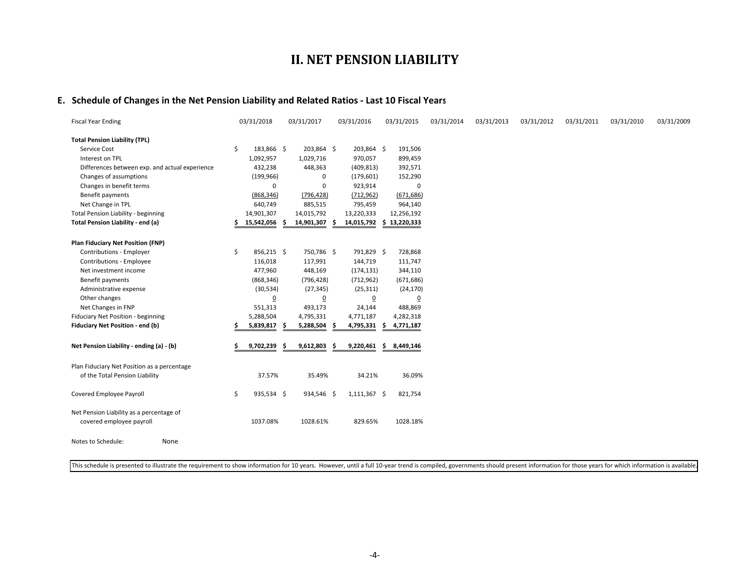# II. NET PENSION LIABILITY

## E. Schedule of Changes in the Net Pension Liability and Related Ratios - Last 10 Fiscal Years

| Fiscal Year Ending | 03/31/2018 | 03/31/2017 | 03/31/2016 | 03/31/2015 | 03/31/2014 | 03/31/2013 | 03/31/2012 | 03/31/2011 | 03/31/2010 | 03/31/2009 |
|---|---|---|---|---|---|---|---|---|---|---|
| **Total Pension Liability (TPL)** | | | | | | | | | | |
| Service Cost | $ 183,866 | $ 203,864 | $ 203,864 | $ 191,506 | | | | | | |
| Interest on TPL | 1,092,957 | 1,029,716 | 970,057 | 899,459 | | | | | | |
| Differences between exp. and actual experience | 432,238 | 448,363 | (409,813) | 392,571 | | | | | | |
| Changes of assumptions | (199,966) | 0 | (179,601) | 152,290 | | | | | | |
| Changes in benefit terms | 0 | 0 | 923,914 | 0 | | | | | | |
| Benefit payments | (868,346) | (796,428) | (712,962) | (671,686) | | | | | | |
| Net Change in TPL | 640,749 | 885,515 | 795,459 | 964,140 | | | | | | |
| Total Pension Liability - beginning | 14,901,307 | 14,015,792 | 13,220,333 | 12,256,192 | | | | | | |
| **Total Pension Liability - end (a)** | **$ 15,542,056** | **$ 14,901,307** | **$ 14,015,792** | **$ 13,220,333** | | | | | | |
| **Plan Fiduciary Net Position (FNP)** | | | | | | | | | | |
| Contributions - Employer | $ 856,215 | $ 750,786 | $ 791,829 | $ 728,868 | | | | | | |
| Contributions - Employee | 116,018 | 117,991 | 144,719 | 111,747 | | | | | | |
| Net investment income | 477,960 | 448,169 | (174,131) | 344,110 | | | | | | |
| Benefit payments | (868,346) | (796,428) | (712,962) | (671,686) | | | | | | |
| Administrative expense | (30,534) | (27,345) | (25,311) | (24,170) | | | | | | |
| Other changes | 0 | 0 | 0 | 0 | | | | | | |
| Net Changes in FNP | 551,313 | 493,173 | 24,144 | 488,869 | | | | | | |
| Fiduciary Net Position - beginning | 5,288,504 | 4,795,331 | 4,771,187 | 4,282,318 | | | | | | |
| **Fiduciary Net Position - end (b)** | **$ 5,839,817** | **$ 5,288,504** | **$ 4,795,331** | **$ 4,771,187** | | | | | | |
| **Net Pension Liability - ending (a) - (b)** | **$ 9,702,239** | **$ 9,612,803** | **$ 9,220,461** | **$ 8,449,146** | | | | | | |
| Plan Fiduciary Net Position as a percentage of the Total Pension Liability | 37.57% | 35.49% | 34.21% | 36.09% | | | | | | |
| Covered Employee Payroll | $ 935,534 | $ 934,546 | $ 1,111,367 | $ 821,754 | | | | | | |
| Net Pension Liability as a percentage of covered employee payroll | 1037.08% | 1028.61% | 829.65% | 1028.18% | | | | | | |

Notes to Schedule: None

This schedule is presented to illustrate the requirement to show information for 10 years. However, until a full 10-year trend is compiled, governments should present information for those years for which information is available.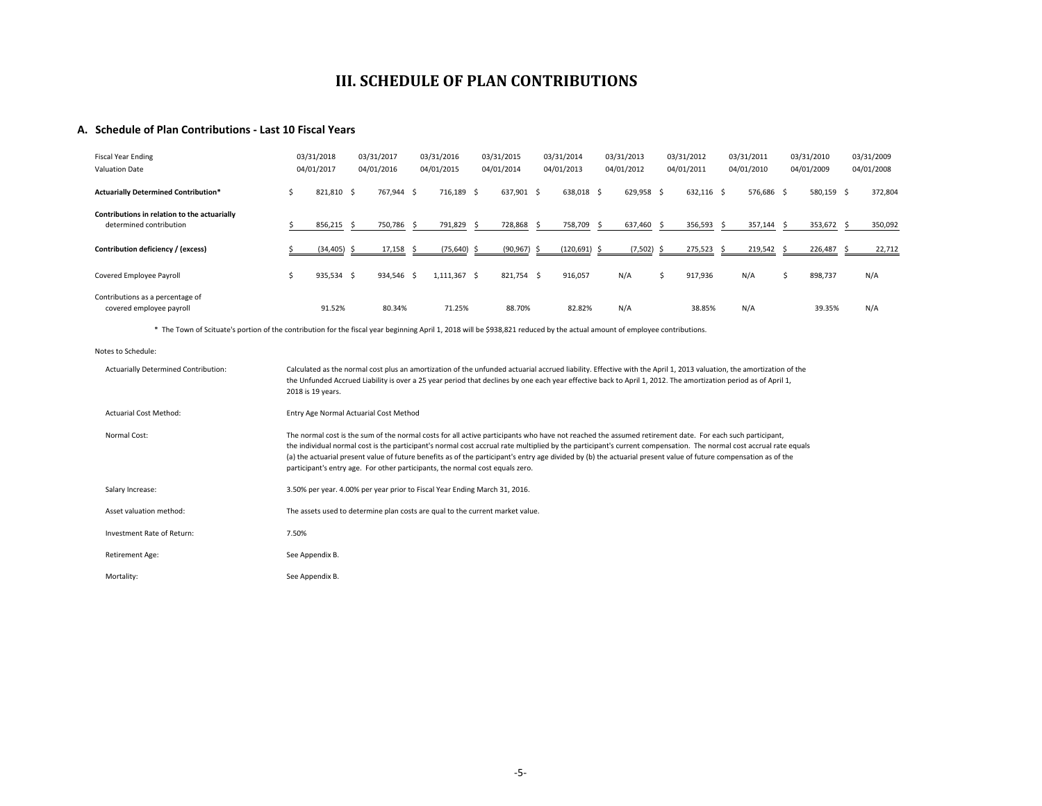# III. SCHEDULE OF PLAN CONTRIBUTIONS

## A. Schedule of Plan Contributions - Last 10 Fiscal Years

| Fiscal Year Ending<br>Valuation Date | 03/31/2018<br>04/01/2017 | 03/31/2017<br>04/01/2016 | 03/31/2016<br>04/01/2015 | 03/31/2015<br>04/01/2014 | 03/31/2014<br>04/01/2013 | 03/31/2013<br>04/01/2012 | 03/31/2012<br>04/01/2011 | 03/31/2011<br>04/01/2010 | 03/31/2010<br>04/01/2009 | 03/31/2009<br>04/01/2008 |
|---|---|---|---|---|---|---|---|---|---|---|
| **Actuarially Determined Contribution*** | $ 821,810 | $ 767,944 | $ 716,189 | $ 637,901 | $ 638,018 | $ 629,958 | $ 632,116 | $ 576,686 | $ 580,159 | $ 372,804 |
| **Contributions in relation to the actuarially determined contribution** | $ 856,215 | $ 750,786 | $ 791,829 | $ 728,868 | $ 758,709 | $ 637,460 | $ 356,593 | $ 357,144 | $ 353,672 | $ 350,092 |
| **Contribution deficiency / (excess)** | $ (34,405) | $ 17,158 | $ (75,640) | $ (90,967) | $ (120,691) | $ (7,502) | $ 275,523 | $ 219,542 | $ 226,487 | $ 22,712 |
| Covered Employee Payroll | $ 935,534 | $ 934,546 | $ 1,111,367 | $ 821,754 | $ 916,057 | N/A | $ 917,936 | N/A | $ 898,737 | N/A |
| Contributions as a percentage of covered employee payroll | 91.52% | 80.34% | 71.25% | 88.70% | 82.82% | N/A | 38.85% | N/A | 39.35% | N/A |

\* The Town of Scituate's portion of the contribution for the fiscal year beginning April 1, 2018 will be $938,821 reduced by the actual amount of employee contributions.

Notes to Schedule:

| | |
|---|---|
| Actuarially Determined Contribution: | Calculated as the normal cost plus an amortization of the unfunded actuarial accrued liability. Effective with the April 1, 2013 valuation, the amortization of the the Unfunded Accrued Liability is over a 25 year period that declines by one each year effective back to April 1, 2012. The amortization period as of April 1, 2018 is 19 years. |
| Actuarial Cost Method: | Entry Age Normal Actuarial Cost Method |
| Normal Cost: | The normal cost is the sum of the normal costs for all active participants who have not reached the assumed retirement date. For each such participant, the individual normal cost is the participant's normal cost accrual rate multiplied by the participant's current compensation. The normal cost accrual rate equals (a) the actuarial present value of future benefits as of the participant's entry age divided by (b) the actuarial present value of future compensation as of the participant's entry age. For other participants, the normal cost equals zero. |
| Salary Increase: | 3.50% per year. 4.00% per year prior to Fiscal Year Ending March 31, 2016. |
| Asset valuation method: | The assets used to determine plan costs are qual to the current market value. |
| Investment Rate of Return: | 7.50% |
| Retirement Age: | See Appendix B. |
| Mortality: | See Appendix B. |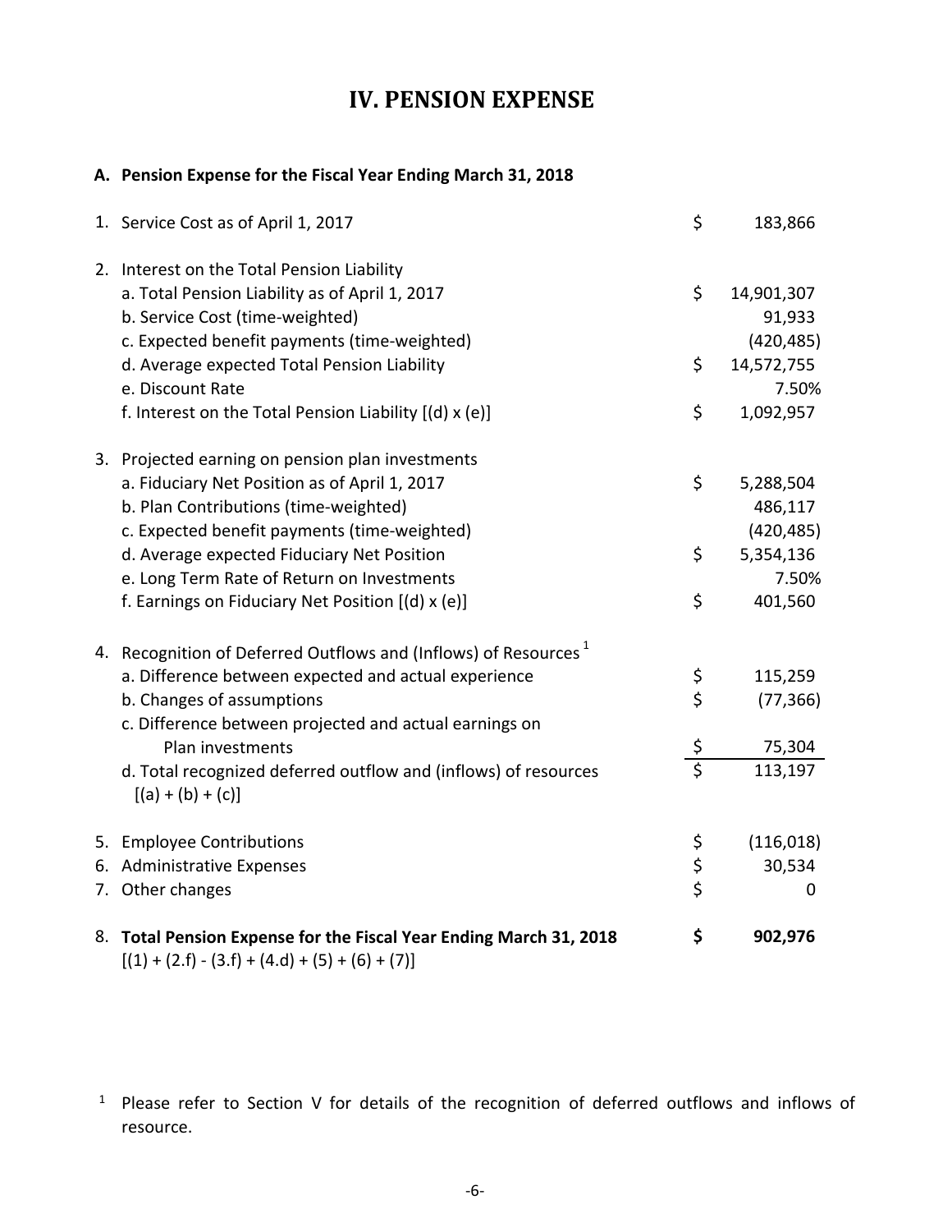# IV. PENSION EXPENSE

## A. Pension Expense for the Fiscal Year Ending March 31, 2018

| | | |
|---|---|---|
| 1. Service Cost as of April 1, 2017 | $ | 183,866 |
| 2. Interest on the Total Pension Liability | | |
| a. Total Pension Liability as of April 1, 2017 | $ | 14,901,307 |
| b. Service Cost (time-weighted) | | 91,933 |
| c. Expected benefit payments (time-weighted) | | (420,485) |
| d. Average expected Total Pension Liability | $ | 14,572,755 |
| e. Discount Rate | | 7.50% |
| f. Interest on the Total Pension Liability [(d) x (e)] | $ | 1,092,957 |
| 3. Projected earning on pension plan investments | | |
| a. Fiduciary Net Position as of April 1, 2017 | $ | 5,288,504 |
| b. Plan Contributions (time-weighted) | | 486,117 |
| c. Expected benefit payments (time-weighted) | | (420,485) |
| d. Average expected Fiduciary Net Position | $ | 5,354,136 |
| e. Long Term Rate of Return on Investments | | 7.50% |
| f. Earnings on Fiduciary Net Position [(d) x (e)] | $ | 401,560 |
| 4. Recognition of Deferred Outflows and (Inflows) of Resources [1] | | |
| a. Difference between expected and actual experience | $ | 115,259 |
| b. Changes of assumptions | $ | (77,366) |
| c. Difference between projected and actual earnings on Plan investments | $ | 75,304 |
| d. Total recognized deferred outflow and (inflows) of resources [(a) + (b) + (c)] | $ | 113,197 |
| 5. Employee Contributions | $ | (116,018) |
| 6. Administrative Expenses | $ | 30,534 |
| 7. Other changes | $ | 0 |
| 8. **Total Pension Expense for the Fiscal Year Ending March 31, 2018** [(1) + (2.f) - (3.f) + (4.d) + (5) + (6) + (7)] | **$** | **902,976** |

[1] Please refer to Section V for details of the recognition of deferred outflows and inflows of resource.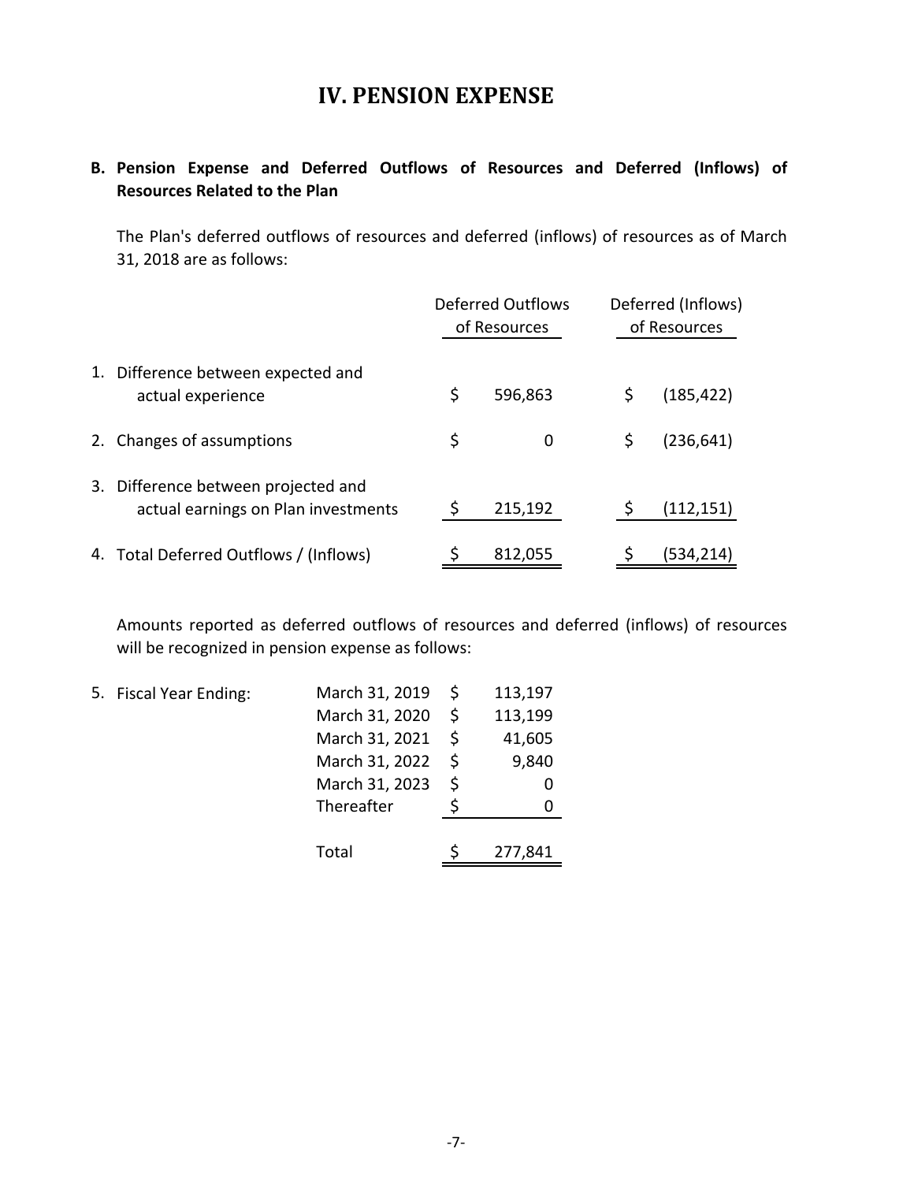# IV. PENSION EXPENSE

**B. Pension Expense and Deferred Outflows of Resources and Deferred (Inflows) of Resources Related to the Plan**

The Plan's deferred outflows of resources and deferred (inflows) of resources as of March 31, 2018 are as follows:

| | Deferred Outflows of Resources | Deferred (Inflows) of Resources |
|---|---|---|
| 1. Difference between expected and actual experience | $ 596,863 | $ (185,422) |
| 2. Changes of assumptions | $ 0 | $ (236,641) |
| 3. Difference between projected and actual earnings on Plan investments | $ 215,192 | $ (112,151) |
| 4. Total Deferred Outflows / (Inflows) | $ 812,055 | $ (534,214) |

Amounts reported as deferred outflows of resources and deferred (inflows) of resources will be recognized in pension expense as follows:

| 5. Fiscal Year Ending: | | |
|---|---|---|
| | March 31, 2019 | $ 113,197 |
| | March 31, 2020 | $ 113,199 |
| | March 31, 2021 | $ 41,605 |
| | March 31, 2022 | $ 9,840 |
| | March 31, 2023 | $ 0 |
| | Thereafter | $ 0 |
| | Total | $ 277,841 |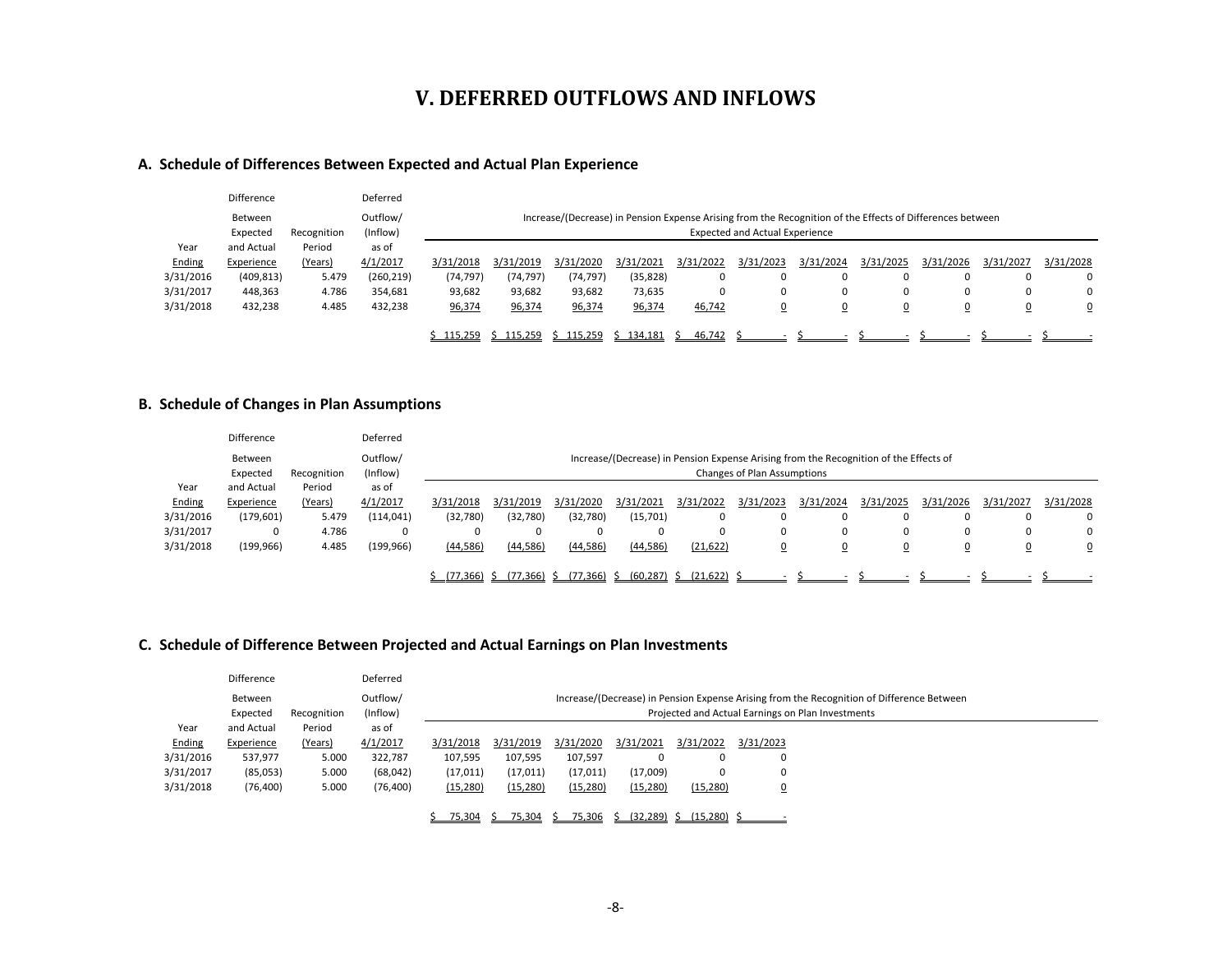# V. DEFERRED OUTFLOWS AND INFLOWS

## A. Schedule of Differences Between Expected and Actual Plan Experience

| Year Ending | Difference Between Expected and Actual Experience | Recognition Period (Years) | Deferred Outflow/ (Inflow) as of 4/1/2017 | Increase/(Decrease) in Pension Expense Arising from the Recognition of the Effects of Differences between Expected and Actual Experience | | | | | | | | | | |
|---|---|---|---|---|---|---|---|---|---|---|---|---|---|---|
| | | | | 3/31/2018 | 3/31/2019 | 3/31/2020 | 3/31/2021 | 3/31/2022 | 3/31/2023 | 3/31/2024 | 3/31/2025 | 3/31/2026 | 3/31/2027 | 3/31/2028 |
| 3/31/2016 | (409,813) | 5.479 | (260,219) | (74,797) | (74,797) | (74,797) | (35,828) | 0 | 0 | 0 | 0 | 0 | 0 | 0 |
| 3/31/2017 | 448,363 | 4.786 | 354,681 | 93,682 | 93,682 | 93,682 | 73,635 | 0 | 0 | 0 | 0 | 0 | 0 | 0 |
| 3/31/2018 | 432,238 | 4.485 | 432,238 | 96,374 | 96,374 | 96,374 | 96,374 | 46,742 | 0 | 0 | 0 | 0 | 0 | 0 |
| | | | | $ 115,259 | $ 115,259 | $ 115,259 | $ 134,181 | $ 46,742 | $ - | $ - | $ - | $ - | $ - | $ - |

## B. Schedule of Changes in Plan Assumptions

| Year Ending | Difference Between Expected and Actual Experience | Recognition Period (Years) | Deferred Outflow/ (Inflow) as of 4/1/2017 | Increase/(Decrease) in Pension Expense Arising from the Recognition of the Effects of Changes of Plan Assumptions | | | | | | | | | | |
|---|---|---|---|---|---|---|---|---|---|---|---|---|---|---|
| | | | | 3/31/2018 | 3/31/2019 | 3/31/2020 | 3/31/2021 | 3/31/2022 | 3/31/2023 | 3/31/2024 | 3/31/2025 | 3/31/2026 | 3/31/2027 | 3/31/2028 |
| 3/31/2016 | (179,601) | 5.479 | (114,041) | (32,780) | (32,780) | (32,780) | (15,701) | 0 | 0 | 0 | 0 | 0 | 0 | 0 |
| 3/31/2017 | 0 | 4.786 | 0 | 0 | 0 | 0 | 0 | 0 | 0 | 0 | 0 | 0 | 0 | 0 |
| 3/31/2018 | (199,966) | 4.485 | (199,966) | (44,586) | (44,586) | (44,586) | (44,586) | (21,622) | 0 | 0 | 0 | 0 | 0 | 0 |
| | | | | $ (77,366) | $ (77,366) | $ (77,366) | $ (60,287) | $ (21,622) | $ - | $ - | $ - | $ - | $ - | $ - |

## C. Schedule of Difference Between Projected and Actual Earnings on Plan Investments

| Year Ending | Difference Between Expected and Actual Experience | Recognition Period (Years) | Deferred Outflow/ (Inflow) as of 4/1/2017 | Increase/(Decrease) in Pension Expense Arising from the Recognition of Difference Between Projected and Actual Earnings on Plan Investments | | | | | |
|---|---|---|---|---|---|---|---|---|---|
| | | | | 3/31/2018 | 3/31/2019 | 3/31/2020 | 3/31/2021 | 3/31/2022 | 3/31/2023 |
| 3/31/2016 | 537,977 | 5.000 | 322,787 | 107,595 | 107,595 | 107,597 | 0 | 0 | 0 |
| 3/31/2017 | (85,053) | 5.000 | (68,042) | (17,011) | (17,011) | (17,011) | (17,009) | 0 | 0 |
| 3/31/2018 | (76,400) | 5.000 | (76,400) | (15,280) | (15,280) | (15,280) | (15,280) | (15,280) | 0 |
| | | | | $ 75,304 | $ 75,304 | $ 75,306 | $ (32,289) | $ (15,280) | $ - |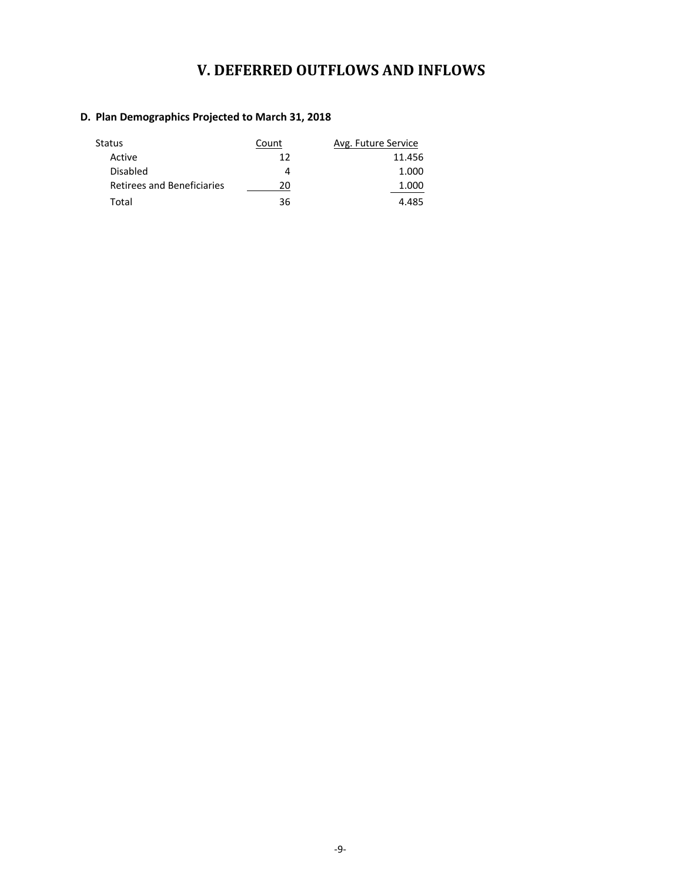# V. DEFERRED OUTFLOWS AND INFLOWS

## D. Plan Demographics Projected to March 31, 2018

| Status | Count | Avg. Future Service |
|---|---|---|
| Active | 12 | 11.456 |
| Disabled | 4 | 1.000 |
| Retirees and Beneficiaries | 20 | 1.000 |
| Total | 36 | 4.485 |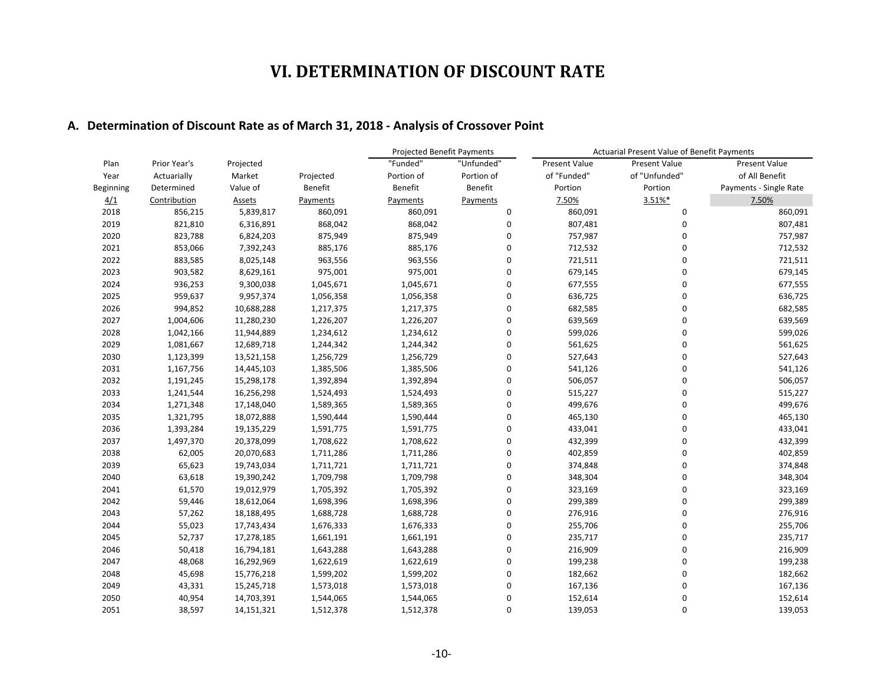# VI. DETERMINATION OF DISCOUNT RATE

## A. Determination of Discount Rate as of March 31, 2018 - Analysis of Crossover Point

| Plan Year Beginning 4/1 | Prior Year's Actuarially Determined Contribution | Projected Market Value of Assets | Projected Benefit Payments | Projected Benefit Payments: "Funded" Portion of Benefit Payments | Projected Benefit Payments: "Unfunded" Portion of Benefit Payments | Actuarial Present Value of Benefit Payments: Present Value of "Funded" Portion 7.50% | Actuarial Present Value of Benefit Payments: Present Value of "Unfunded" Portion 3.51%* | Actuarial Present Value of Benefit Payments: Present Value of All Benefit Payments - Single Rate 7.50% |
|---|---|---|---|---|---|---|---|---|
| 2018 | 856,215 | 5,839,817 | 860,091 | 860,091 | 0 | 860,091 | 0 | 860,091 |
| 2019 | 821,810 | 6,316,891 | 868,042 | 868,042 | 0 | 807,481 | 0 | 807,481 |
| 2020 | 823,788 | 6,824,203 | 875,949 | 875,949 | 0 | 757,987 | 0 | 757,987 |
| 2021 | 853,066 | 7,392,243 | 885,176 | 885,176 | 0 | 712,532 | 0 | 712,532 |
| 2022 | 883,585 | 8,025,148 | 963,556 | 963,556 | 0 | 721,511 | 0 | 721,511 |
| 2023 | 903,582 | 8,629,161 | 975,001 | 975,001 | 0 | 679,145 | 0 | 679,145 |
| 2024 | 936,253 | 9,300,038 | 1,045,671 | 1,045,671 | 0 | 677,555 | 0 | 677,555 |
| 2025 | 959,637 | 9,957,374 | 1,056,358 | 1,056,358 | 0 | 636,725 | 0 | 636,725 |
| 2026 | 994,852 | 10,688,288 | 1,217,375 | 1,217,375 | 0 | 682,585 | 0 | 682,585 |
| 2027 | 1,004,606 | 11,280,230 | 1,226,207 | 1,226,207 | 0 | 639,569 | 0 | 639,569 |
| 2028 | 1,042,166 | 11,944,889 | 1,234,612 | 1,234,612 | 0 | 599,026 | 0 | 599,026 |
| 2029 | 1,081,667 | 12,689,718 | 1,244,342 | 1,244,342 | 0 | 561,625 | 0 | 561,625 |
| 2030 | 1,123,399 | 13,521,158 | 1,256,729 | 1,256,729 | 0 | 527,643 | 0 | 527,643 |
| 2031 | 1,167,756 | 14,445,103 | 1,385,506 | 1,385,506 | 0 | 541,126 | 0 | 541,126 |
| 2032 | 1,191,245 | 15,298,178 | 1,392,894 | 1,392,894 | 0 | 506,057 | 0 | 506,057 |
| 2033 | 1,241,544 | 16,256,298 | 1,524,493 | 1,524,493 | 0 | 515,227 | 0 | 515,227 |
| 2034 | 1,271,348 | 17,148,040 | 1,589,365 | 1,589,365 | 0 | 499,676 | 0 | 499,676 |
| 2035 | 1,321,795 | 18,072,888 | 1,590,444 | 1,590,444 | 0 | 465,130 | 0 | 465,130 |
| 2036 | 1,393,284 | 19,135,229 | 1,591,775 | 1,591,775 | 0 | 433,041 | 0 | 433,041 |
| 2037 | 1,497,370 | 20,378,099 | 1,708,622 | 1,708,622 | 0 | 432,399 | 0 | 432,399 |
| 2038 | 62,005 | 20,070,683 | 1,711,286 | 1,711,286 | 0 | 402,859 | 0 | 402,859 |
| 2039 | 65,623 | 19,743,034 | 1,711,721 | 1,711,721 | 0 | 374,848 | 0 | 374,848 |
| 2040 | 63,618 | 19,390,242 | 1,709,798 | 1,709,798 | 0 | 348,304 | 0 | 348,304 |
| 2041 | 61,570 | 19,012,979 | 1,705,392 | 1,705,392 | 0 | 323,169 | 0 | 323,169 |
| 2042 | 59,446 | 18,612,064 | 1,698,396 | 1,698,396 | 0 | 299,389 | 0 | 299,389 |
| 2043 | 57,262 | 18,188,495 | 1,688,728 | 1,688,728 | 0 | 276,916 | 0 | 276,916 |
| 2044 | 55,023 | 17,743,434 | 1,676,333 | 1,676,333 | 0 | 255,706 | 0 | 255,706 |
| 2045 | 52,737 | 17,278,185 | 1,661,191 | 1,661,191 | 0 | 235,717 | 0 | 235,717 |
| 2046 | 50,418 | 16,794,181 | 1,643,288 | 1,643,288 | 0 | 216,909 | 0 | 216,909 |
| 2047 | 48,068 | 16,292,969 | 1,622,619 | 1,622,619 | 0 | 199,238 | 0 | 199,238 |
| 2048 | 45,698 | 15,776,218 | 1,599,202 | 1,599,202 | 0 | 182,662 | 0 | 182,662 |
| 2049 | 43,331 | 15,245,718 | 1,573,018 | 1,573,018 | 0 | 167,136 | 0 | 167,136 |
| 2050 | 40,954 | 14,703,391 | 1,544,065 | 1,544,065 | 0 | 152,614 | 0 | 152,614 |
| 2051 | 38,597 | 14,151,321 | 1,512,378 | 1,512,378 | 0 | 139,053 | 0 | 139,053 |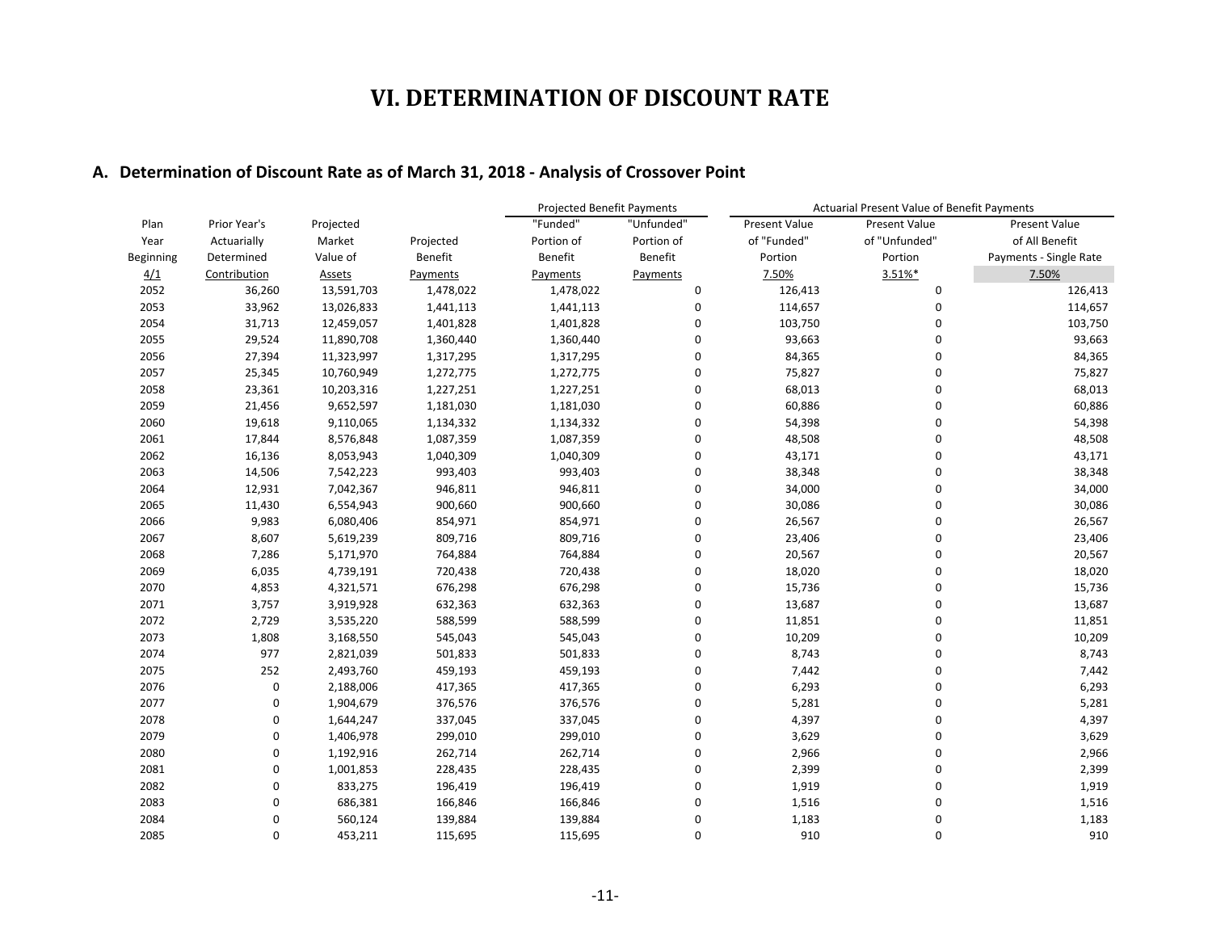# VI. DETERMINATION OF DISCOUNT RATE

## A. Determination of Discount Rate as of March 31, 2018 - Analysis of Crossover Point

| | | | | Projected Benefit Payments | | Actuarial Present Value of Benefit Payments | | |
|---|---|---|---|---|---|---|---|---|
| Plan Year Beginning 4/1 | Prior Year's Actuarially Determined Contribution | Projected Market Value of Assets | Projected Benefit Payments | "Funded" Portion of Benefit Payments | "Unfunded" Portion of Benefit Payments | Present Value of "Funded" Portion 7.50% | Present Value of "Unfunded" Portion 3.51%* | Present Value of All Benefit Payments - Single Rate 7.50% |
| 2052 | 36,260 | 13,591,703 | 1,478,022 | 1,478,022 | 0 | 126,413 | 0 | 126,413 |
| 2053 | 33,962 | 13,026,833 | 1,441,113 | 1,441,113 | 0 | 114,657 | 0 | 114,657 |
| 2054 | 31,713 | 12,459,057 | 1,401,828 | 1,401,828 | 0 | 103,750 | 0 | 103,750 |
| 2055 | 29,524 | 11,890,708 | 1,360,440 | 1,360,440 | 0 | 93,663 | 0 | 93,663 |
| 2056 | 27,394 | 11,323,997 | 1,317,295 | 1,317,295 | 0 | 84,365 | 0 | 84,365 |
| 2057 | 25,345 | 10,760,949 | 1,272,775 | 1,272,775 | 0 | 75,827 | 0 | 75,827 |
| 2058 | 23,361 | 10,203,316 | 1,227,251 | 1,227,251 | 0 | 68,013 | 0 | 68,013 |
| 2059 | 21,456 | 9,652,597 | 1,181,030 | 1,181,030 | 0 | 60,886 | 0 | 60,886 |
| 2060 | 19,618 | 9,110,065 | 1,134,332 | 1,134,332 | 0 | 54,398 | 0 | 54,398 |
| 2061 | 17,844 | 8,576,848 | 1,087,359 | 1,087,359 | 0 | 48,508 | 0 | 48,508 |
| 2062 | 16,136 | 8,053,943 | 1,040,309 | 1,040,309 | 0 | 43,171 | 0 | 43,171 |
| 2063 | 14,506 | 7,542,223 | 993,403 | 993,403 | 0 | 38,348 | 0 | 38,348 |
| 2064 | 12,931 | 7,042,367 | 946,811 | 946,811 | 0 | 34,000 | 0 | 34,000 |
| 2065 | 11,430 | 6,554,943 | 900,660 | 900,660 | 0 | 30,086 | 0 | 30,086 |
| 2066 | 9,983 | 6,080,406 | 854,971 | 854,971 | 0 | 26,567 | 0 | 26,567 |
| 2067 | 8,607 | 5,619,239 | 809,716 | 809,716 | 0 | 23,406 | 0 | 23,406 |
| 2068 | 7,286 | 5,171,970 | 764,884 | 764,884 | 0 | 20,567 | 0 | 20,567 |
| 2069 | 6,035 | 4,739,191 | 720,438 | 720,438 | 0 | 18,020 | 0 | 18,020 |
| 2070 | 4,853 | 4,321,571 | 676,298 | 676,298 | 0 | 15,736 | 0 | 15,736 |
| 2071 | 3,757 | 3,919,928 | 632,363 | 632,363 | 0 | 13,687 | 0 | 13,687 |
| 2072 | 2,729 | 3,535,220 | 588,599 | 588,599 | 0 | 11,851 | 0 | 11,851 |
| 2073 | 1,808 | 3,168,550 | 545,043 | 545,043 | 0 | 10,209 | 0 | 10,209 |
| 2074 | 977 | 2,821,039 | 501,833 | 501,833 | 0 | 8,743 | 0 | 8,743 |
| 2075 | 252 | 2,493,760 | 459,193 | 459,193 | 0 | 7,442 | 0 | 7,442 |
| 2076 | 0 | 2,188,006 | 417,365 | 417,365 | 0 | 6,293 | 0 | 6,293 |
| 2077 | 0 | 1,904,679 | 376,576 | 376,576 | 0 | 5,281 | 0 | 5,281 |
| 2078 | 0 | 1,644,247 | 337,045 | 337,045 | 0 | 4,397 | 0 | 4,397 |
| 2079 | 0 | 1,406,978 | 299,010 | 299,010 | 0 | 3,629 | 0 | 3,629 |
| 2080 | 0 | 1,192,916 | 262,714 | 262,714 | 0 | 2,966 | 0 | 2,966 |
| 2081 | 0 | 1,001,853 | 228,435 | 228,435 | 0 | 2,399 | 0 | 2,399 |
| 2082 | 0 | 833,275 | 196,419 | 196,419 | 0 | 1,919 | 0 | 1,919 |
| 2083 | 0 | 686,381 | 166,846 | 166,846 | 0 | 1,516 | 0 | 1,516 |
| 2084 | 0 | 560,124 | 139,884 | 139,884 | 0 | 1,183 | 0 | 1,183 |
| 2085 | 0 | 453,211 | 115,695 | 115,695 | 0 | 910 | 0 | 910 |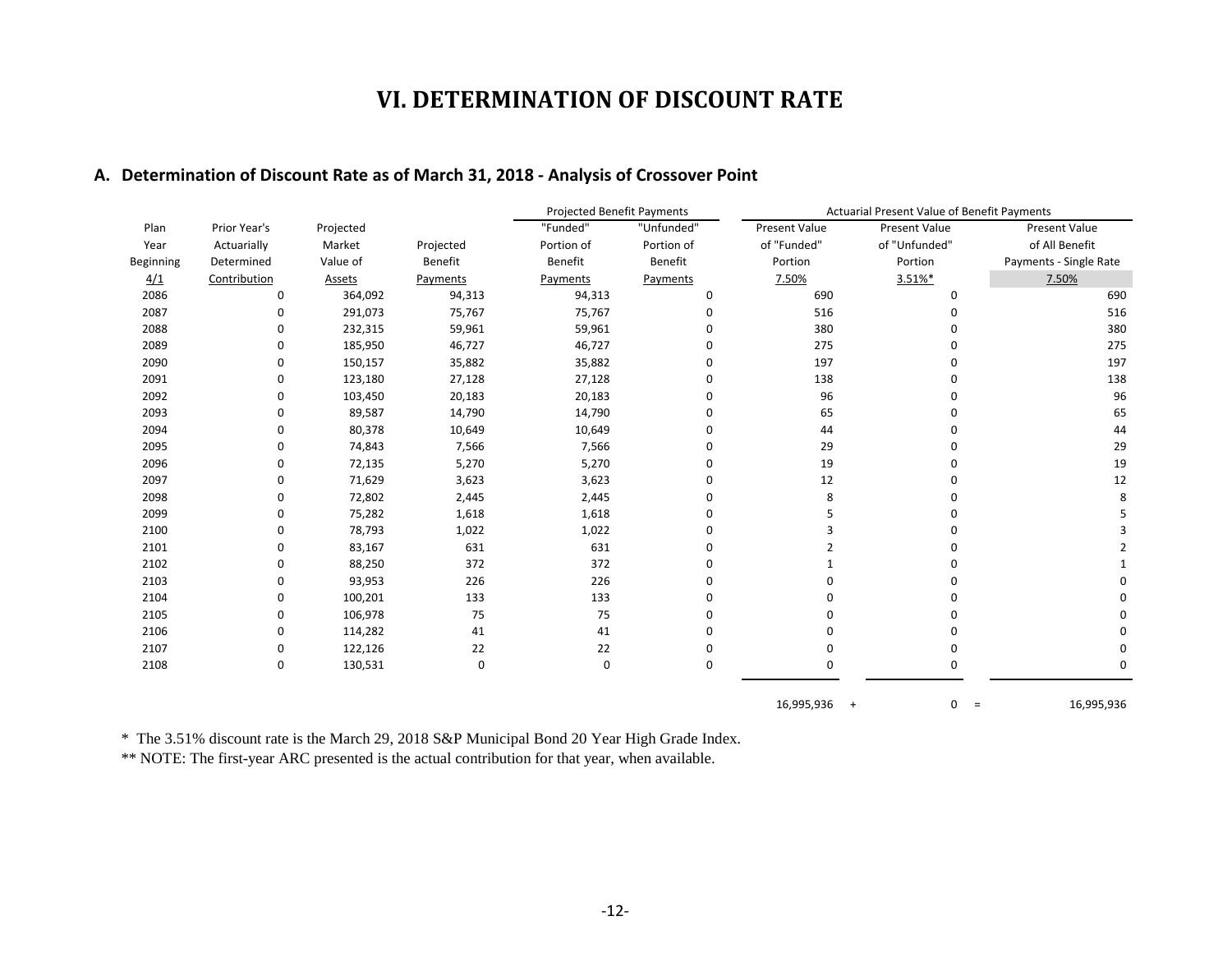# VI. DETERMINATION OF DISCOUNT RATE

## A. Determination of Discount Rate as of March 31, 2018 - Analysis of Crossover Point

| | | | | Projected Benefit Payments | | Actuarial Present Value of Benefit Payments | | |
|---|---|---|---|---|---|---|---|---|
| Plan Year Beginning 4/1 | Prior Year's Actuarially Determined Contribution | Projected Market Value of Assets | Projected Benefit Payments | "Funded" Portion of Benefit Payments | "Unfunded" Portion of Benefit Payments | Present Value of "Funded" Portion 7.50% | Present Value of "Unfunded" Portion 3.51%* | Present Value of All Benefit Payments - Single Rate 7.50% |
| 2086 | 0 | 364,092 | 94,313 | 94,313 | 0 | 690 | 0 | 690 |
| 2087 | 0 | 291,073 | 75,767 | 75,767 | 0 | 516 | 0 | 516 |
| 2088 | 0 | 232,315 | 59,961 | 59,961 | 0 | 380 | 0 | 380 |
| 2089 | 0 | 185,950 | 46,727 | 46,727 | 0 | 275 | 0 | 275 |
| 2090 | 0 | 150,157 | 35,882 | 35,882 | 0 | 197 | 0 | 197 |
| 2091 | 0 | 123,180 | 27,128 | 27,128 | 0 | 138 | 0 | 138 |
| 2092 | 0 | 103,450 | 20,183 | 20,183 | 0 | 96 | 0 | 96 |
| 2093 | 0 | 89,587 | 14,790 | 14,790 | 0 | 65 | 0 | 65 |
| 2094 | 0 | 80,378 | 10,649 | 10,649 | 0 | 44 | 0 | 44 |
| 2095 | 0 | 74,843 | 7,566 | 7,566 | 0 | 29 | 0 | 29 |
| 2096 | 0 | 72,135 | 5,270 | 5,270 | 0 | 19 | 0 | 19 |
| 2097 | 0 | 71,629 | 3,623 | 3,623 | 0 | 12 | 0 | 12 |
| 2098 | 0 | 72,802 | 2,445 | 2,445 | 0 | 8 | 0 | 8 |
| 2099 | 0 | 75,282 | 1,618 | 1,618 | 0 | 5 | 0 | 5 |
| 2100 | 0 | 78,793 | 1,022 | 1,022 | 0 | 3 | 0 | 3 |
| 2101 | 0 | 83,167 | 631 | 631 | 0 | 2 | 0 | 2 |
| 2102 | 0 | 88,250 | 372 | 372 | 0 | 1 | 0 | 1 |
| 2103 | 0 | 93,953 | 226 | 226 | 0 | 0 | 0 | 0 |
| 2104 | 0 | 100,201 | 133 | 133 | 0 | 0 | 0 | 0 |
| 2105 | 0 | 106,978 | 75 | 75 | 0 | 0 | 0 | 0 |
| 2106 | 0 | 114,282 | 41 | 41 | 0 | 0 | 0 | 0 |
| 2107 | 0 | 122,126 | 22 | 22 | 0 | 0 | 0 | 0 |
| 2108 | 0 | 130,531 | 0 | 0 | 0 | 0 | 0 | 0 |
| | | | | | | 16,995,936 + | 0 = | 16,995,936 |

\* The 3.51% discount rate is the March 29, 2018 S&P Municipal Bond 20 Year High Grade Index.

\*\* NOTE: The first-year ARC presented is the actual contribution for that year, when available.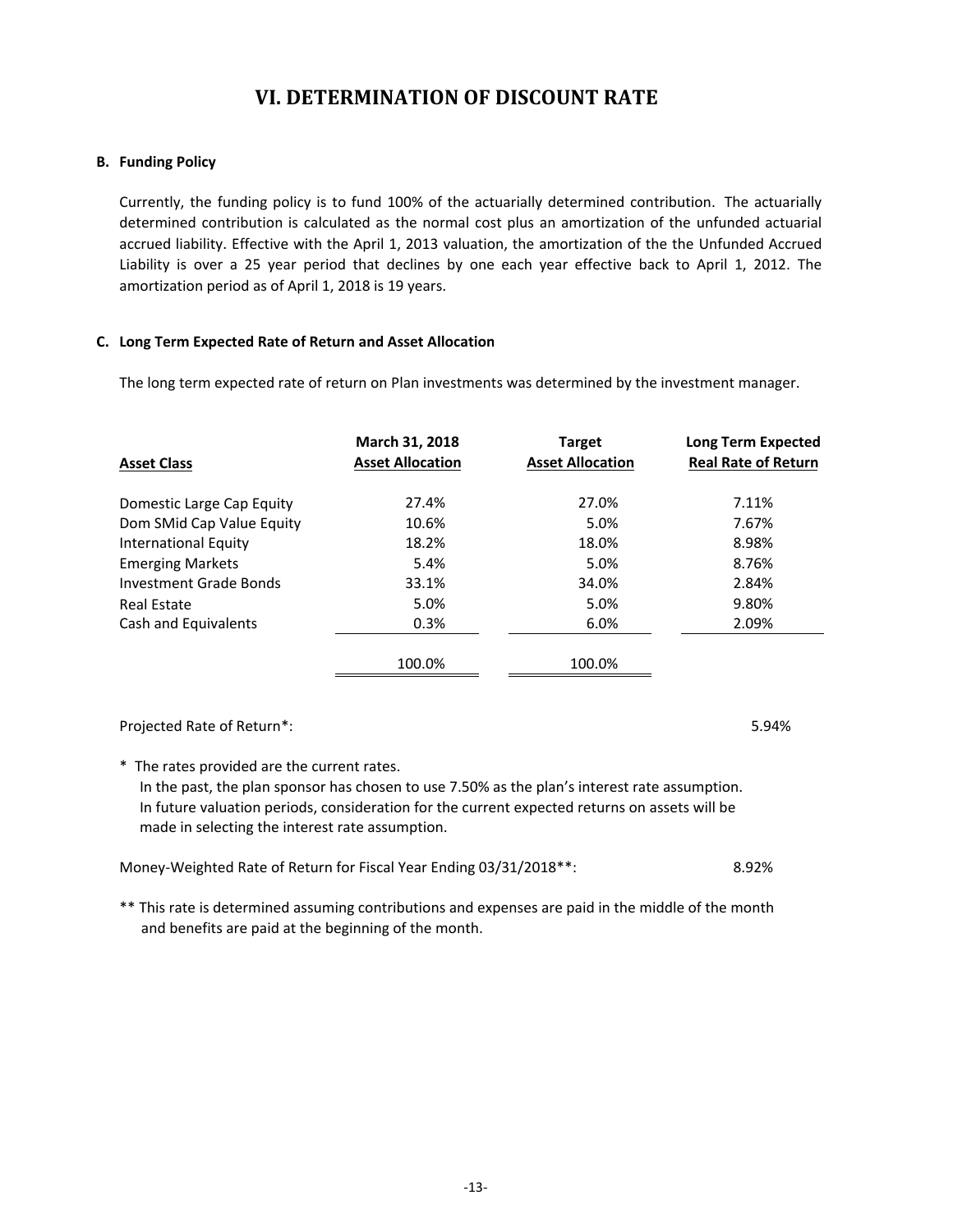# VI. DETERMINATION OF DISCOUNT RATE

## B. Funding Policy

Currently, the funding policy is to fund 100% of the actuarially determined contribution. The actuarially determined contribution is calculated as the normal cost plus an amortization of the unfunded actuarial accrued liability. Effective with the April 1, 2013 valuation, the amortization of the the Unfunded Accrued Liability is over a 25 year period that declines by one each year effective back to April 1, 2012. The amortization period as of April 1, 2018 is 19 years.

## C. Long Term Expected Rate of Return and Asset Allocation

The long term expected rate of return on Plan investments was determined by the investment manager.

| Asset Class | March 31, 2018 Asset Allocation | Target Asset Allocation | Long Term Expected Real Rate of Return |
|---|---|---|---|
| Domestic Large Cap Equity | 27.4% | 27.0% | 7.11% |
| Dom SMid Cap Value Equity | 10.6% | 5.0% | 7.67% |
| International Equity | 18.2% | 18.0% | 8.98% |
| Emerging Markets | 5.4% | 5.0% | 8.76% |
| Investment Grade Bonds | 33.1% | 34.0% | 2.84% |
| Real Estate | 5.0% | 5.0% | 9.80% |
| Cash and Equivalents | 0.3% | 6.0% | 2.09% |
| | 100.0% | 100.0% | |

Projected Rate of Return*: 5.94%

\* The rates provided are the current rates.
In the past, the plan sponsor has chosen to use 7.50% as the plan's interest rate assumption.
In future valuation periods, consideration for the current expected returns on assets will be made in selecting the interest rate assumption.

Money-Weighted Rate of Return for Fiscal Year Ending 03/31/2018**: 8.92%

\*\* This rate is determined assuming contributions and expenses are paid in the middle of the month and benefits are paid at the beginning of the month.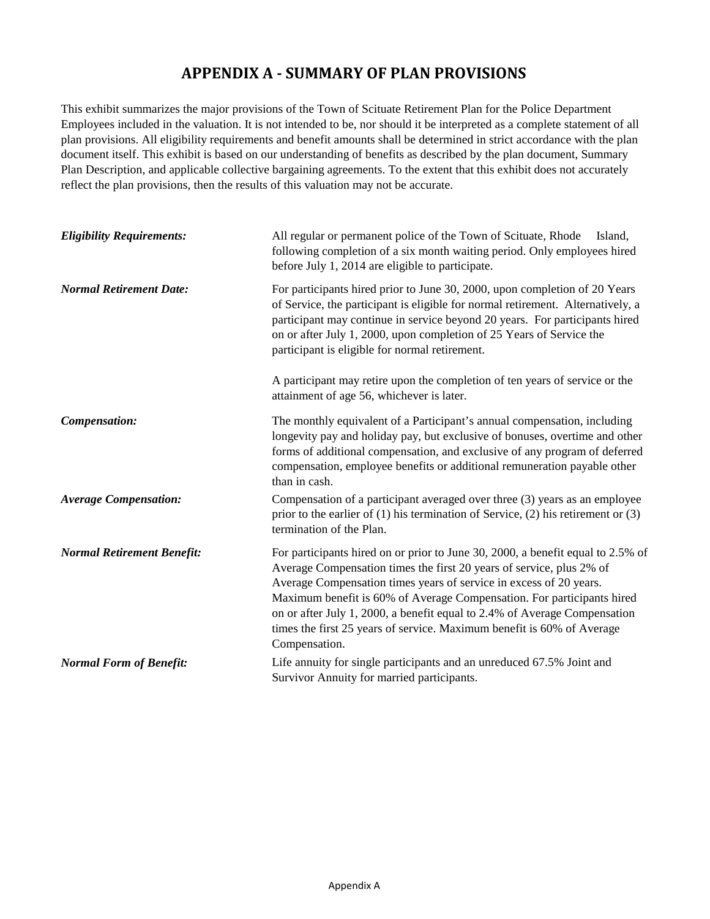# APPENDIX A - SUMMARY OF PLAN PROVISIONS

This exhibit summarizes the major provisions of the Town of Scituate Retirement Plan for the Police Department Employees included in the valuation. It is not intended to be, nor should it be interpreted as a complete statement of all plan provisions. All eligibility requirements and benefit amounts shall be determined in strict accordance with the plan document itself. This exhibit is based on our understanding of benefits as described by the plan document, Summary Plan Description, and applicable collective bargaining agreements. To the extent that this exhibit does not accurately reflect the plan provisions, then the results of this valuation may not be accurate.

***Eligibility Requirements:***

All regular or permanent police of the Town of Scituate, Rhode Island, following completion of a six month waiting period. Only employees hired before July 1, 2014 are eligible to participate.

***Normal Retirement Date:***

For participants hired prior to June 30, 2000, upon completion of 20 Years of Service, the participant is eligible for normal retirement. Alternatively, a participant may continue in service beyond 20 years. For participants hired on or after July 1, 2000, upon completion of 25 Years of Service the participant is eligible for normal retirement.

A participant may retire upon the completion of ten years of service or the attainment of age 56, whichever is later.

***Compensation:***

The monthly equivalent of a Participant's annual compensation, including longevity pay and holiday pay, but exclusive of bonuses, overtime and other forms of additional compensation, and exclusive of any program of deferred compensation, employee benefits or additional remuneration payable other than in cash.

***Average Compensation:***

Compensation of a participant averaged over three (3) years as an employee prior to the earlier of (1) his termination of Service, (2) his retirement or (3) termination of the Plan.

***Normal Retirement Benefit:***

For participants hired on or prior to June 30, 2000, a benefit equal to 2.5% of Average Compensation times the first 20 years of service, plus 2% of Average Compensation times years of service in excess of 20 years. Maximum benefit is 60% of Average Compensation. For participants hired on or after July 1, 2000, a benefit equal to 2.4% of Average Compensation times the first 25 years of service. Maximum benefit is 60% of Average Compensation.

***Normal Form of Benefit:***

Life annuity for single participants and an unreduced 67.5% Joint and Survivor Annuity for married participants.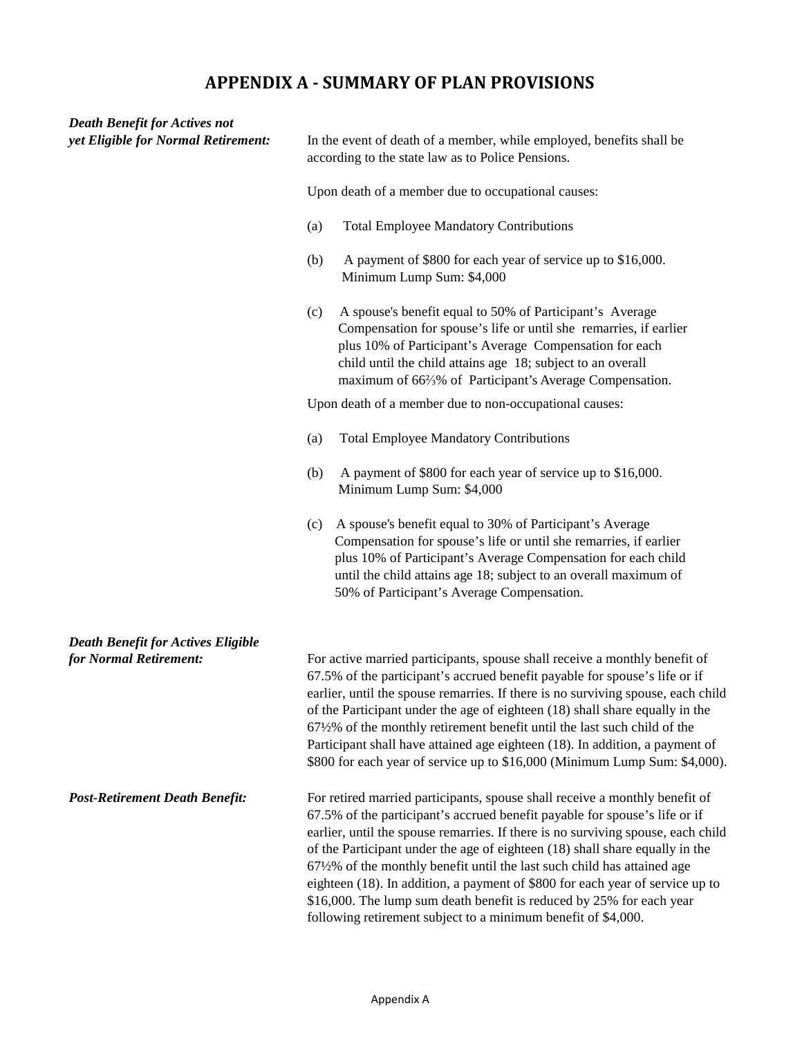# APPENDIX A - SUMMARY OF PLAN PROVISIONS

***Death Benefit for Actives not yet Eligible for Normal Retirement:***

In the event of death of a member, while employed, benefits shall be according to the state law as to Police Pensions.

Upon death of a member due to occupational causes:

(a) Total Employee Mandatory Contributions

(b) A payment of $800 for each year of service up to $16,000. Minimum Lump Sum: $4,000

(c) A spouse's benefit equal to 50% of Participant's Average Compensation for spouse's life or until she remarries, if earlier plus 10% of Participant's Average Compensation for each child until the child attains age 18; subject to an overall maximum of 66⅔% of Participant's Average Compensation.

Upon death of a member due to non-occupational causes:

(a) Total Employee Mandatory Contributions

(b) A payment of $800 for each year of service up to $16,000. Minimum Lump Sum: $4,000

(c) A spouse's benefit equal to 30% of Participant's Average Compensation for spouse's life or until she remarries, if earlier plus 10% of Participant's Average Compensation for each child until the child attains age 18; subject to an overall maximum of 50% of Participant's Average Compensation.

***Death Benefit for Actives Eligible for Normal Retirement:***

For active married participants, spouse shall receive a monthly benefit of 67.5% of the participant's accrued benefit payable for spouse's life or if earlier, until the spouse remarries. If there is no surviving spouse, each child of the Participant under the age of eighteen (18) shall share equally in the 67½% of the monthly retirement benefit until the last such child of the Participant shall have attained age eighteen (18). In addition, a payment of $800 for each year of service up to $16,000 (Minimum Lump Sum: $4,000).

***Post-Retirement Death Benefit:***

For retired married participants, spouse shall receive a monthly benefit of 67.5% of the participant's accrued benefit payable for spouse's life or if earlier, until the spouse remarries. If there is no surviving spouse, each child of the Participant under the age of eighteen (18) shall share equally in the 67½% of the monthly benefit until the last such child has attained age eighteen (18). In addition, a payment of $800 for each year of service up to $16,000. The lump sum death benefit is reduced by 25% for each year following retirement subject to a minimum benefit of $4,000.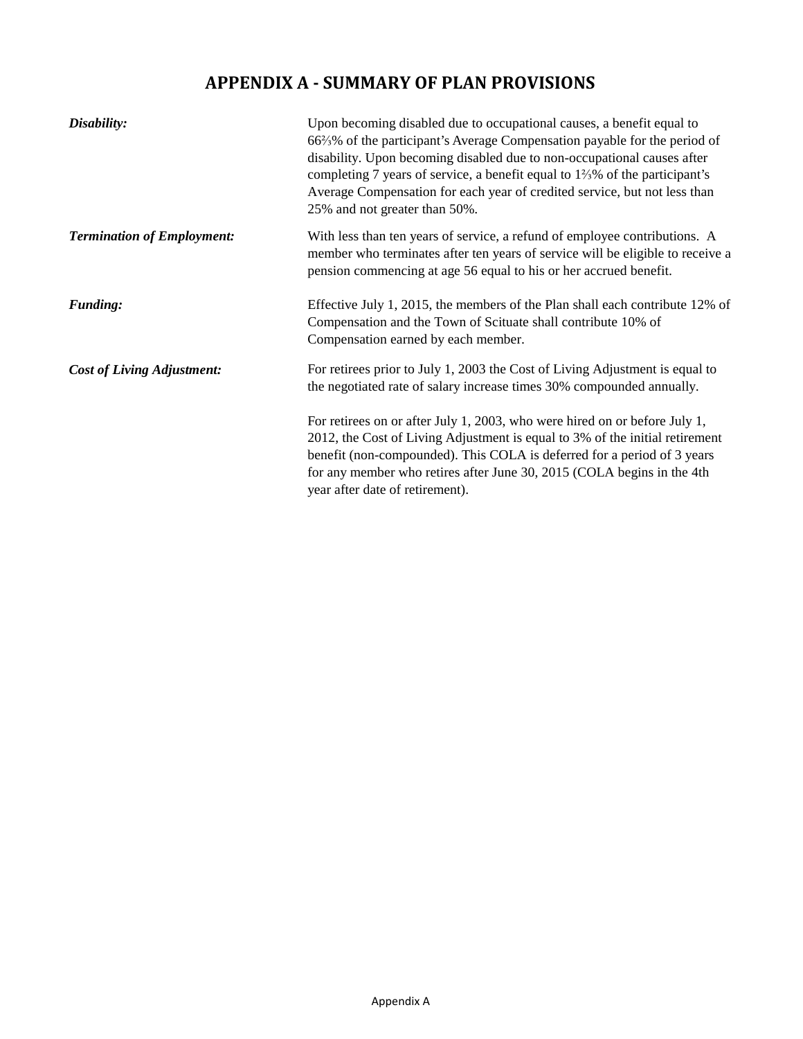## APPENDIX A - SUMMARY OF PLAN PROVISIONS

***Disability:*** Upon becoming disabled due to occupational causes, a benefit equal to 66⅔% of the participant's Average Compensation payable for the period of disability. Upon becoming disabled due to non-occupational causes after completing 7 years of service, a benefit equal to 1⅔% of the participant's Average Compensation for each year of credited service, but not less than 25% and not greater than 50%.

***Termination of Employment:*** With less than ten years of service, a refund of employee contributions. A member who terminates after ten years of service will be eligible to receive a pension commencing at age 56 equal to his or her accrued benefit.

***Funding:*** Effective July 1, 2015, the members of the Plan shall each contribute 12% of Compensation and the Town of Scituate shall contribute 10% of Compensation earned by each member.

***Cost of Living Adjustment:*** For retirees prior to July 1, 2003 the Cost of Living Adjustment is equal to the negotiated rate of salary increase times 30% compounded annually.

For retirees on or after July 1, 2003, who were hired on or before July 1, 2012, the Cost of Living Adjustment is equal to 3% of the initial retirement benefit (non-compounded). This COLA is deferred for a period of 3 years for any member who retires after June 30, 2015 (COLA begins in the 4th year after date of retirement).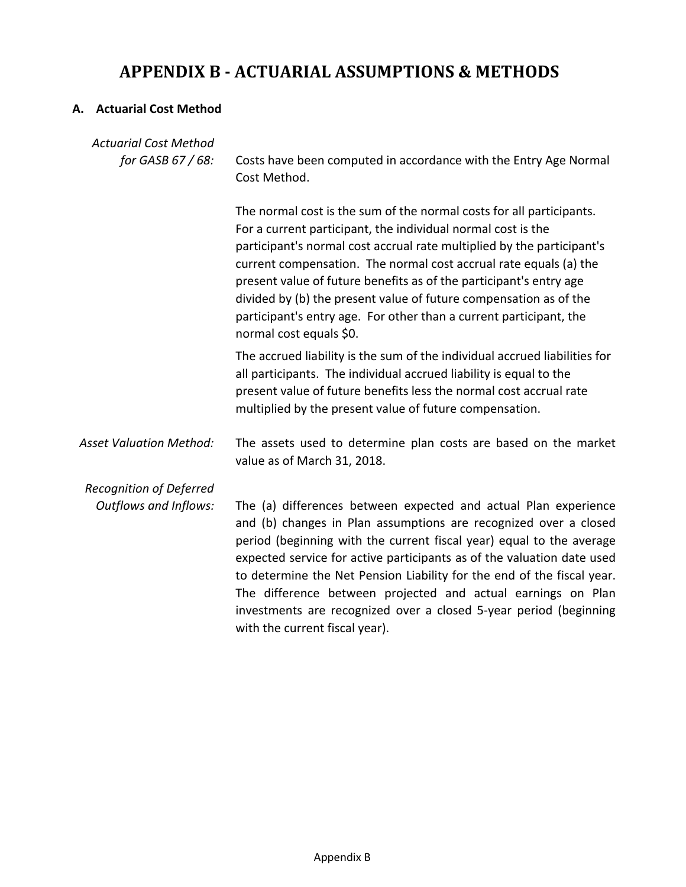# APPENDIX B - ACTUARIAL ASSUMPTIONS & METHODS

## A. Actuarial Cost Method

*Actuarial Cost Method for GASB 67 / 68:*

Costs have been computed in accordance with the Entry Age Normal Cost Method.

The normal cost is the sum of the normal costs for all participants. For a current participant, the individual normal cost is the participant's normal cost accrual rate multiplied by the participant's current compensation. The normal cost accrual rate equals (a) the present value of future benefits as of the participant's entry age divided by (b) the present value of future compensation as of the participant's entry age. For other than a current participant, the normal cost equals $0.

The accrued liability is the sum of the individual accrued liabilities for all participants. The individual accrued liability is equal to the present value of future benefits less the normal cost accrual rate multiplied by the present value of future compensation.

*Asset Valuation Method:*

The assets used to determine plan costs are based on the market value as of March 31, 2018.

*Recognition of Deferred Outflows and Inflows:*

The (a) differences between expected and actual Plan experience and (b) changes in Plan assumptions are recognized over a closed period (beginning with the current fiscal year) equal to the average expected service for active participants as of the valuation date used to determine the Net Pension Liability for the end of the fiscal year. The difference between projected and actual earnings on Plan investments are recognized over a closed 5-year period (beginning with the current fiscal year).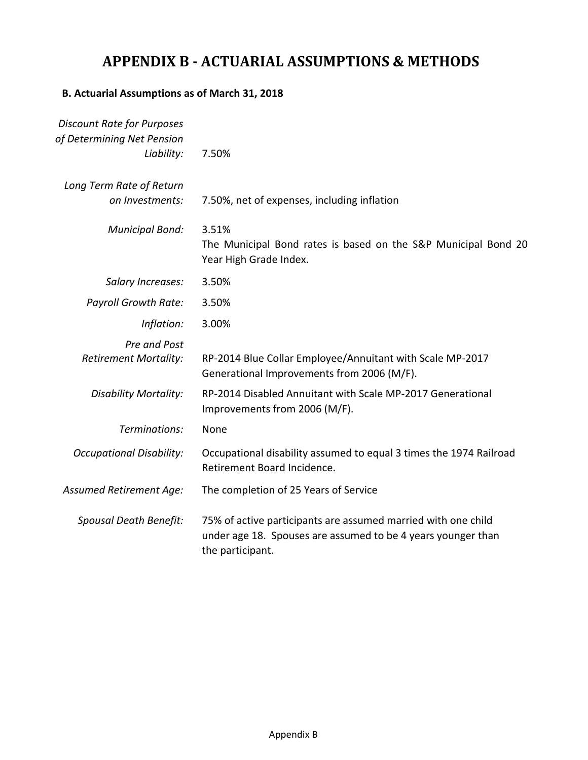# APPENDIX B - ACTUARIAL ASSUMPTIONS & METHODS

**B. Actuarial Assumptions as of March 31, 2018**

| | |
|---|---|
| *Discount Rate for Purposes of Determining Net Pension Liability:* | 7.50% |
| *Long Term Rate of Return on Investments:* | 7.50%, net of expenses, including inflation |
| *Municipal Bond:* | 3.51%<br>The Municipal Bond rates is based on the S&P Municipal Bond 20 Year High Grade Index. |
| *Salary Increases:* | 3.50% |
| *Payroll Growth Rate:* | 3.50% |
| *Inflation:* | 3.00% |
| *Pre and Post Retirement Mortality:* | RP-2014 Blue Collar Employee/Annuitant with Scale MP-2017 Generational Improvements from 2006 (M/F). |
| *Disability Mortality:* | RP-2014 Disabled Annuitant with Scale MP-2017 Generational Improvements from 2006 (M/F). |
| *Terminations:* | None |
| *Occupational Disability:* | Occupational disability assumed to equal 3 times the 1974 Railroad Retirement Board Incidence. |
| *Assumed Retirement Age:* | The completion of 25 Years of Service |
| *Spousal Death Benefit:* | 75% of active participants are assumed married with one child under age 18. Spouses are assumed to be 4 years younger than the participant. |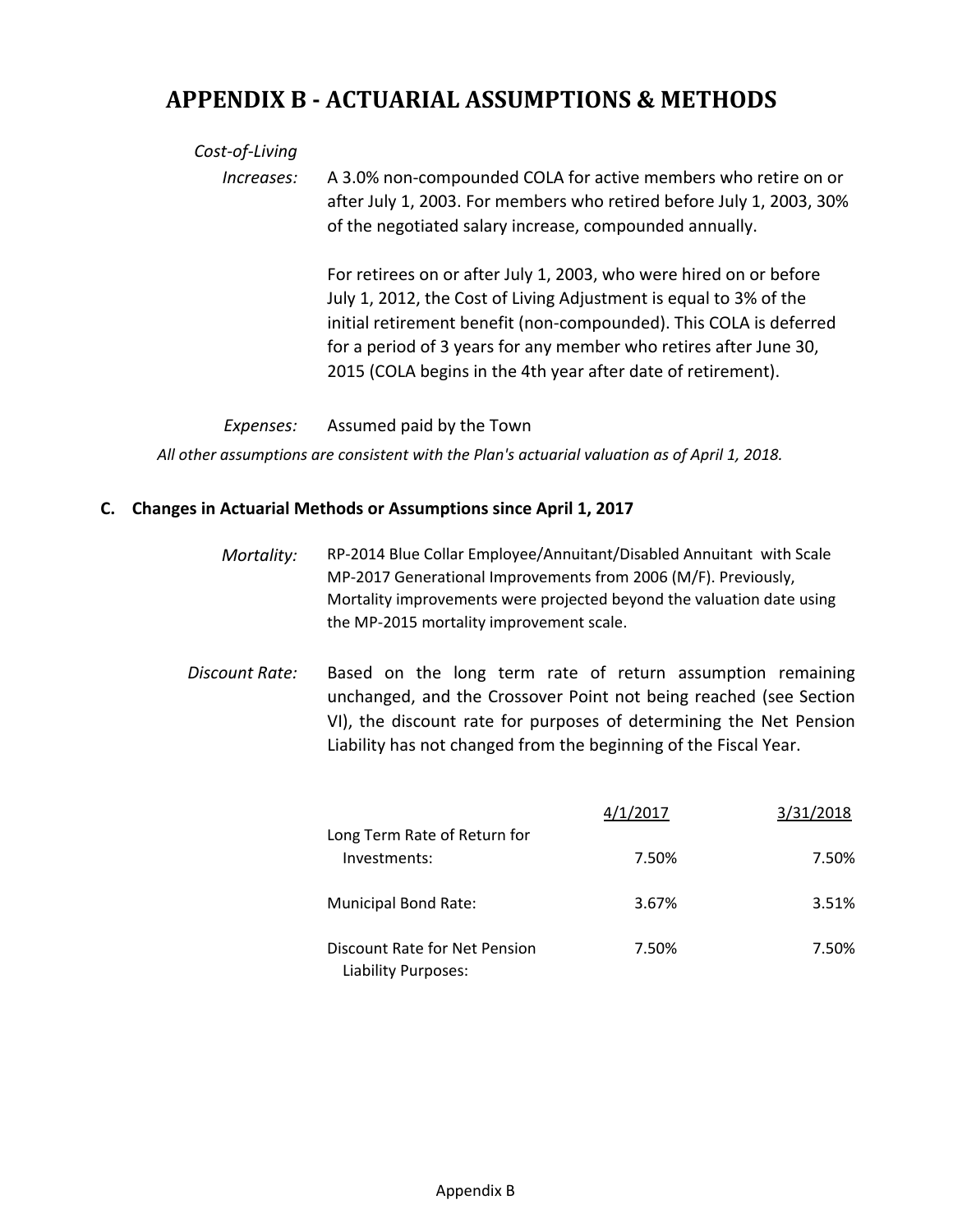# APPENDIX B - ACTUARIAL ASSUMPTIONS & METHODS

*Cost-of-Living Increases:* A 3.0% non-compounded COLA for active members who retire on or after July 1, 2003. For members who retired before July 1, 2003, 30% of the negotiated salary increase, compounded annually.

For retirees on or after July 1, 2003, who were hired on or before July 1, 2012, the Cost of Living Adjustment is equal to 3% of the initial retirement benefit (non-compounded). This COLA is deferred for a period of 3 years for any member who retires after June 30, 2015 (COLA begins in the 4th year after date of retirement).

*Expenses:* Assumed paid by the Town

*All other assumptions are consistent with the Plan's actuarial valuation as of April 1, 2018.*

### C. Changes in Actuarial Methods or Assumptions since April 1, 2017

*Mortality:* RP-2014 Blue Collar Employee/Annuitant/Disabled Annuitant with Scale MP-2017 Generational Improvements from 2006 (M/F). Previously, Mortality improvements were projected beyond the valuation date using the MP-2015 mortality improvement scale.

*Discount Rate:* Based on the long term rate of return assumption remaining unchanged, and the Crossover Point not being reached (see Section VI), the discount rate for purposes of determining the Net Pension Liability has not changed from the beginning of the Fiscal Year.

| | 4/1/2017 | 3/31/2018 |
|---|---|---|
| Long Term Rate of Return for Investments: | 7.50% | 7.50% |
| Municipal Bond Rate: | 3.67% | 3.51% |
| Discount Rate for Net Pension Liability Purposes: | 7.50% | 7.50% |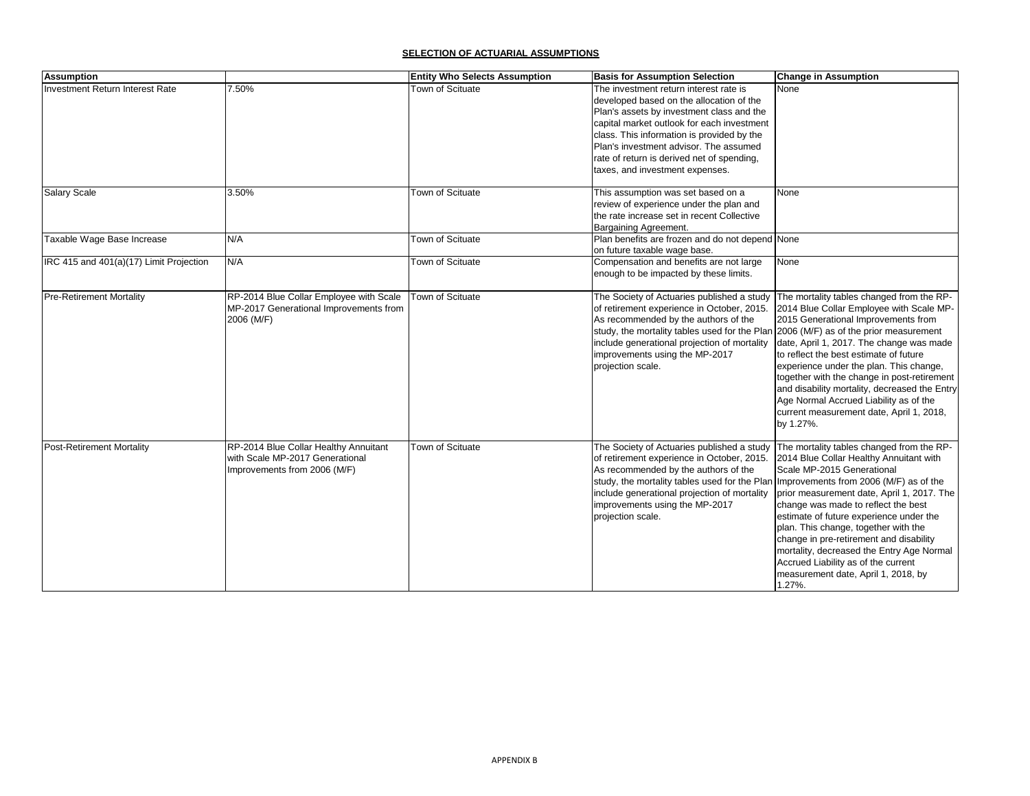## SELECTION OF ACTUARIAL ASSUMPTIONS

| Assumption | | Entity Who Selects Assumption | Basis for Assumption Selection | Change in Assumption |
|---|---|---|---|---|
| Investment Return Interest Rate | 7.50% | Town of Scituate | The investment return interest rate is developed based on the allocation of the Plan's assets by investment class and the capital market outlook for each investment class. This information is provided by the Plan's investment advisor. The assumed rate of return is derived net of spending, taxes, and investment expenses. | None |
| Salary Scale | 3.50% | Town of Scituate | This assumption was set based on a review of experience under the plan and the rate increase set in recent Collective Bargaining Agreement. | None |
| Taxable Wage Base Increase | N/A | Town of Scituate | Plan benefits are frozen and do not depend on future taxable wage base. | None |
| IRC 415 and 401(a)(17) Limit Projection | N/A | Town of Scituate | Compensation and benefits are not large enough to be impacted by these limits. | None |
| Pre-Retirement Mortality | RP-2014 Blue Collar Employee with Scale MP-2017 Generational Improvements from 2006 (M/F) | Town of Scituate | The Society of Actuaries published a study of retirement experience in October, 2015. As recommended by the authors of the study, the mortality tables used for the Plan include generational projection of mortality improvements using the MP-2017 projection scale. | The mortality tables changed from the RP-2014 Blue Collar Employee with Scale MP-2015 Generational Improvements from 2006 (M/F) as of the prior measurement date, April 1, 2017. The change was made to reflect the best estimate of future experience under the plan. This change, together with the change in post-retirement and disability mortality, decreased the Entry Age Normal Accrued Liability as of the current measurement date, April 1, 2018, by 1.27%. |
| Post-Retirement Mortality | RP-2014 Blue Collar Healthy Annuitant with Scale MP-2017 Generational Improvements from 2006 (M/F) | Town of Scituate | The Society of Actuaries published a study of retirement experience in October, 2015. As recommended by the authors of the study, the mortality tables used for the Plan include generational projection of mortality improvements using the MP-2017 projection scale. | The mortality tables changed from the RP-2014 Blue Collar Healthy Annuitant with Scale MP-2015 Generational Improvements from 2006 (M/F) as of the prior measurement date, April 1, 2017. The change was made to reflect the best estimate of future experience under the plan. This change, together with the change in pre-retirement and disability mortality, decreased the Entry Age Normal Accrued Liability as of the current measurement date, April 1, 2018, by 1.27%. |

APPENDIX B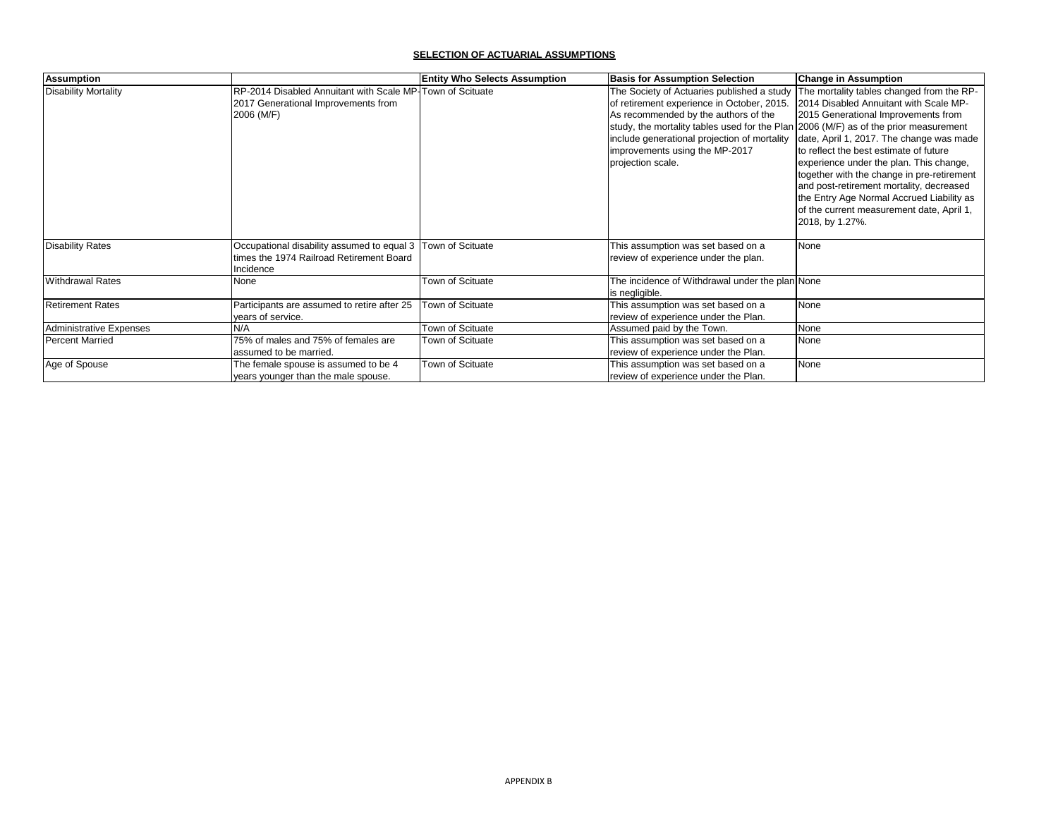**SELECTION OF ACTUARIAL ASSUMPTIONS**

| Assumption | | Entity Who Selects Assumption | Basis for Assumption Selection | Change in Assumption |
|---|---|---|---|---|
| Disability Mortality | RP-2014 Disabled Annuitant with Scale MP-2017 Generational Improvements from 2006 (M/F) | Town of Scituate | The Society of Actuaries published a study of retirement experience in October, 2015. As recommended by the authors of the study, the mortality tables used for the Plan include generational projection of mortality improvements using the MP-2017 projection scale. | The mortality tables changed from the RP-2014 Disabled Annuitant with Scale MP-2015 Generational Improvements from 2006 (M/F) as of the prior measurement date, April 1, 2017. The change was made to reflect the best estimate of future experience under the plan. This change, together with the change in pre-retirement and post-retirement mortality, decreased the Entry Age Normal Accrued Liability as of the current measurement date, April 1, 2018, by 1.27%. |
| Disability Rates | Occupational disability assumed to equal 3 times the 1974 Railroad Retirement Board Incidence | Town of Scituate | This assumption was set based on a review of experience under the plan. | None |
| Withdrawal Rates | None | Town of Scituate | The incidence of Withdrawal under the plan is negligible. | None |
| Retirement Rates | Participants are assumed to retire after 25 years of service. | Town of Scituate | This assumption was set based on a review of experience under the Plan. | None |
| Administrative Expenses | N/A | Town of Scituate | Assumed paid by the Town. | None |
| Percent Married | 75% of males and 75% of females are assumed to be married. | Town of Scituate | This assumption was set based on a review of experience under the Plan. | None |
| Age of Spouse | The female spouse is assumed to be 4 years younger than the male spouse. | Town of Scituate | This assumption was set based on a review of experience under the Plan. | None |

APPENDIX B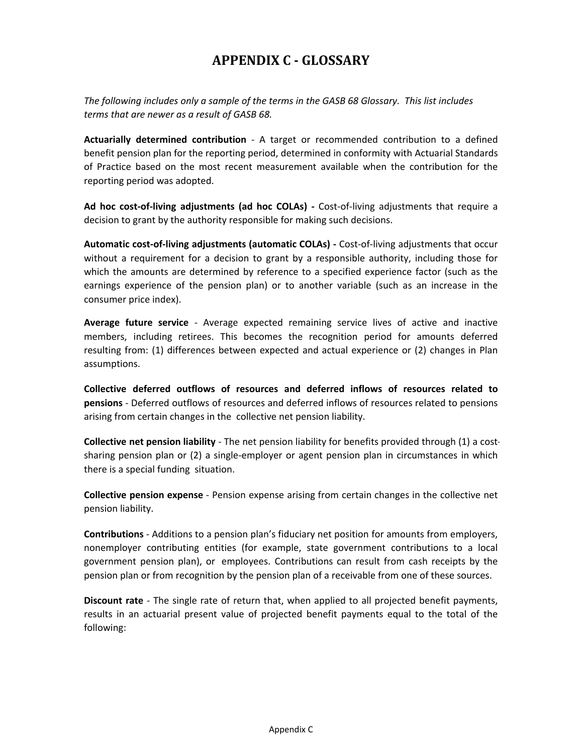# APPENDIX C - GLOSSARY

*The following includes only a sample of the terms in the GASB 68 Glossary. This list includes terms that are newer as a result of GASB 68.*

**Actuarially determined contribution** - A target or recommended contribution to a defined benefit pension plan for the reporting period, determined in conformity with Actuarial Standards of Practice based on the most recent measurement available when the contribution for the reporting period was adopted.

**Ad hoc cost-of-living adjustments (ad hoc COLAs) -** Cost-of-living adjustments that require a decision to grant by the authority responsible for making such decisions.

**Automatic cost-of-living adjustments (automatic COLAs) -** Cost-of-living adjustments that occur without a requirement for a decision to grant by a responsible authority, including those for which the amounts are determined by reference to a specified experience factor (such as the earnings experience of the pension plan) or to another variable (such as an increase in the consumer price index).

**Average future service** - Average expected remaining service lives of active and inactive members, including retirees. This becomes the recognition period for amounts deferred resulting from: (1) differences between expected and actual experience or (2) changes in Plan assumptions.

**Collective deferred outflows of resources and deferred inflows of resources related to pensions** - Deferred outflows of resources and deferred inflows of resources related to pensions arising from certain changes in the collective net pension liability.

**Collective net pension liability** - The net pension liability for benefits provided through (1) a cost-sharing pension plan or (2) a single-employer or agent pension plan in circumstances in which there is a special funding situation.

**Collective pension expense** - Pension expense arising from certain changes in the collective net pension liability.

**Contributions** - Additions to a pension plan's fiduciary net position for amounts from employers, nonemployer contributing entities (for example, state government contributions to a local government pension plan), or employees. Contributions can result from cash receipts by the pension plan or from recognition by the pension plan of a receivable from one of these sources.

**Discount rate** - The single rate of return that, when applied to all projected benefit payments, results in an actuarial present value of projected benefit payments equal to the total of the following: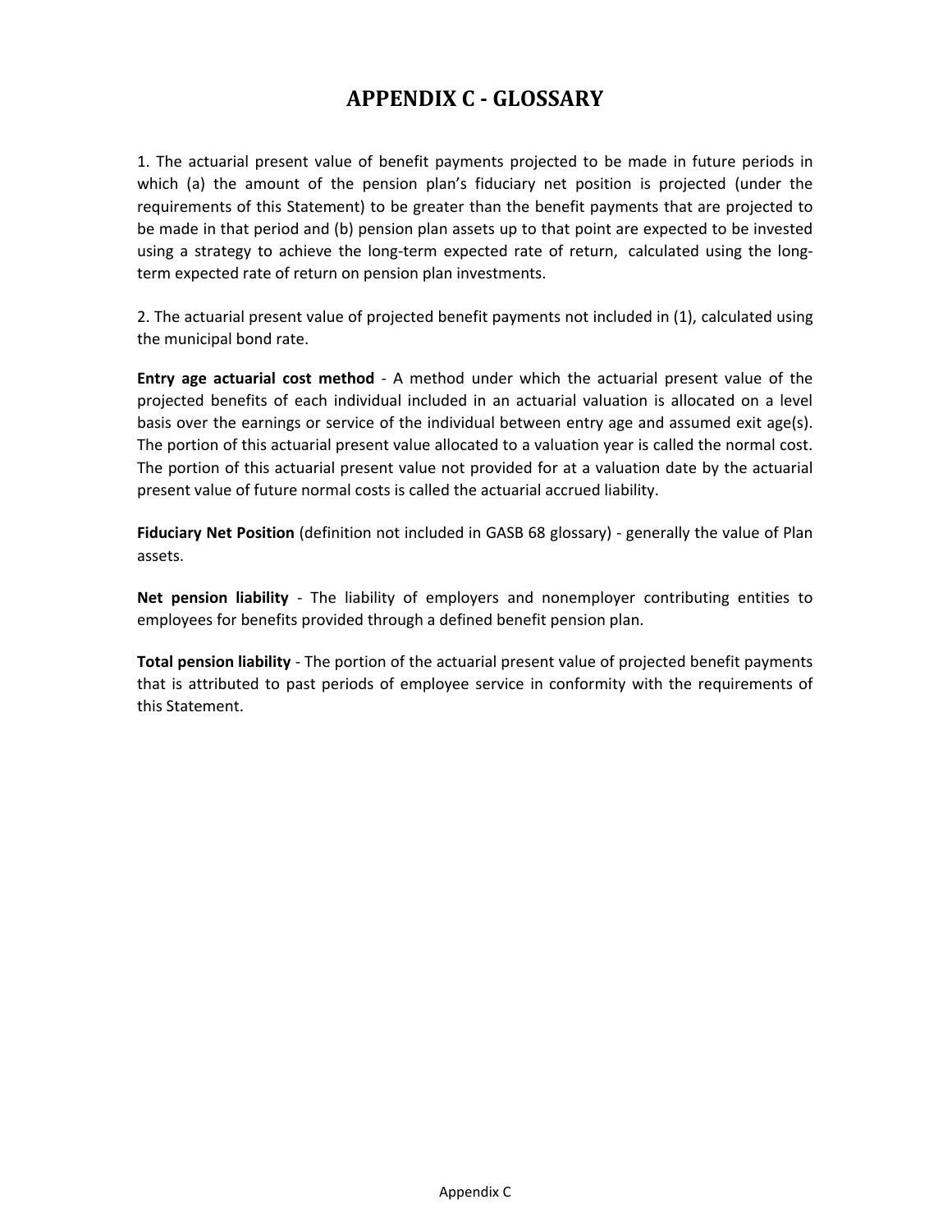# APPENDIX C - GLOSSARY

1. The actuarial present value of benefit payments projected to be made in future periods in which (a) the amount of the pension plan's fiduciary net position is projected (under the requirements of this Statement) to be greater than the benefit payments that are projected to be made in that period and (b) pension plan assets up to that point are expected to be invested using a strategy to achieve the long-term expected rate of return, calculated using the long-term expected rate of return on pension plan investments.

2. The actuarial present value of projected benefit payments not included in (1), calculated using the municipal bond rate.

**Entry age actuarial cost method** - A method under which the actuarial present value of the projected benefits of each individual included in an actuarial valuation is allocated on a level basis over the earnings or service of the individual between entry age and assumed exit age(s). The portion of this actuarial present value allocated to a valuation year is called the normal cost. The portion of this actuarial present value not provided for at a valuation date by the actuarial present value of future normal costs is called the actuarial accrued liability.

**Fiduciary Net Position** (definition not included in GASB 68 glossary) - generally the value of Plan assets.

**Net pension liability** - The liability of employers and nonemployer contributing entities to employees for benefits provided through a defined benefit pension plan.

**Total pension liability** - The portion of the actuarial present value of projected benefit payments that is attributed to past periods of employee service in conformity with the requirements of this Statement.